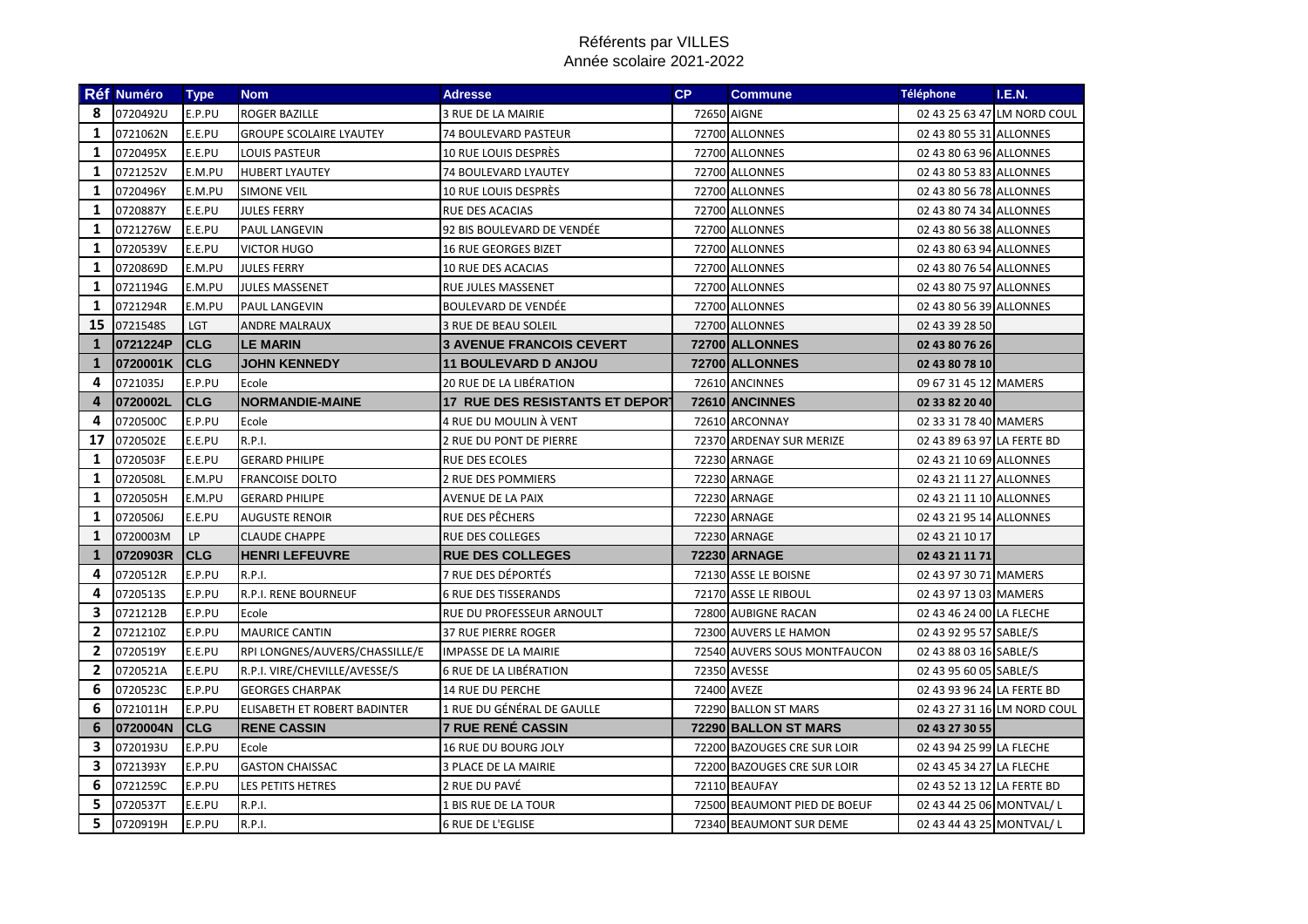# Référents par VILLES
## Année scolaire 2021-2022

| Réf | Numéro | Type | Nom | Adresse | CP | Commune | Téléphone | I.E.N. |
|---|---|---|---|---|---|---|---|---|
| 8 | 0720492U | E.P.PU | ROGER BAZILLE | 3 RUE DE LA MAIRIE | 72650 | AIGNE | 02 43 25 63 47 | LM NORD COUL |
| 1 | 0721062N | E.E.PU | GROUPE SCOLAIRE LYAUTEY | 74 BOULEVARD PASTEUR | 72700 | ALLONNES | 02 43 80 55 31 | ALLONNES |
| 1 | 0720495X | E.E.PU | LOUIS PASTEUR | 10 RUE LOUIS DESPRÈS | 72700 | ALLONNES | 02 43 80 63 96 | ALLONNES |
| 1 | 0721252V | E.M.PU | HUBERT LYAUTEY | 74 BOULEVARD LYAUTEY | 72700 | ALLONNES | 02 43 80 53 83 | ALLONNES |
| 1 | 0720496Y | E.M.PU | SIMONE VEIL | 10 RUE LOUIS DESPRÈS | 72700 | ALLONNES | 02 43 80 56 78 | ALLONNES |
| 1 | 0720887Y | E.E.PU | JULES FERRY | RUE DES ACACIAS | 72700 | ALLONNES | 02 43 80 74 34 | ALLONNES |
| 1 | 0721276W | E.E.PU | PAUL LANGEVIN | 92 BIS BOULEVARD DE VENDÉE | 72700 | ALLONNES | 02 43 80 56 38 | ALLONNES |
| 1 | 0720539V | E.E.PU | VICTOR HUGO | 16 RUE GEORGES BIZET | 72700 | ALLONNES | 02 43 80 63 94 | ALLONNES |
| 1 | 0720869D | E.M.PU | JULES FERRY | 10 RUE DES ACACIAS | 72700 | ALLONNES | 02 43 80 76 54 | ALLONNES |
| 1 | 0721194G | E.M.PU | JULES MASSENET | RUE JULES MASSENET | 72700 | ALLONNES | 02 43 80 75 97 | ALLONNES |
| 1 | 0721294R | E.M.PU | PAUL LANGEVIN | BOULEVARD DE VENDÉE | 72700 | ALLONNES | 02 43 80 56 39 | ALLONNES |
| 15 | 0721548S | LGT | ANDRE MALRAUX | 3 RUE DE BEAU SOLEIL | 72700 | ALLONNES | 02 43 39 28 50 | |
| **1** | **0721224P** | **CLG** | **LE MARIN** | **3 AVENUE FRANCOIS CEVERT** | **72700** | **ALLONNES** | **02 43 80 76 26** | |
| **1** | **0720001K** | **CLG** | **JOHN KENNEDY** | **11 BOULEVARD D ANJOU** | **72700** | **ALLONNES** | **02 43 80 78 10** | |
| 4 | 0721035J | E.P.PU | Ecole | 20 RUE DE LA LIBÉRATION | 72610 | ANCINNES | 09 67 31 45 12 | MAMERS |
| **4** | **0720002L** | **CLG** | **NORMANDIE-MAINE** | **17 RUE DES RESISTANTS ET DEPORT** | **72610** | **ANCINNES** | **02 33 82 20 40** | |
| 4 | 0720500C | E.P.PU | Ecole | 4 RUE DU MOULIN À VENT | 72610 | ARCONNAY | 02 33 31 78 40 | MAMERS |
| 17 | 0720502E | E.E.PU | R.P.I. | 2 RUE DU PONT DE PIERRE | 72370 | ARDENAY SUR MERIZE | 02 43 89 63 97 | LA FERTE BD |
| 1 | 0720503F | E.E.PU | GERARD PHILIPE | RUE DES ECOLES | 72230 | ARNAGE | 02 43 21 10 69 | ALLONNES |
| 1 | 0720508L | E.M.PU | FRANCOISE DOLTO | 2 RUE DES POMMIERS | 72230 | ARNAGE | 02 43 21 11 27 | ALLONNES |
| 1 | 0720505H | E.M.PU | GERARD PHILIPE | AVENUE DE LA PAIX | 72230 | ARNAGE | 02 43 21 11 10 | ALLONNES |
| 1 | 0720506J | E.E.PU | AUGUSTE RENOIR | RUE DES PÊCHERS | 72230 | ARNAGE | 02 43 21 95 14 | ALLONNES |
| 1 | 0720003M | LP | CLAUDE CHAPPE | RUE DES COLLEGES | 72230 | ARNAGE | 02 43 21 10 17 | |
| **1** | **0720903R** | **CLG** | **HENRI LEFEUVRE** | **RUE DES COLLEGES** | **72230** | **ARNAGE** | **02 43 21 11 71** | |
| 4 | 0720512R | E.P.PU | R.P.I. | 7 RUE DES DÉPORTÉS | 72130 | ASSE LE BOISNE | 02 43 97 30 71 | MAMERS |
| 4 | 0720513S | E.P.PU | R.P.I. RENE BOURNEUF | 6 RUE DES TISSERANDS | 72170 | ASSE LE RIBOUL | 02 43 97 13 03 | MAMERS |
| 3 | 0721212B | E.P.PU | Ecole | RUE DU PROFESSEUR ARNOULT | 72800 | AUBIGNE RACAN | 02 43 46 24 00 | LA FLECHE |
| 2 | 0721210Z | E.P.PU | MAURICE CANTIN | 37 RUE PIERRE ROGER | 72300 | AUVERS LE HAMON | 02 43 92 95 57 | SABLE/S |
| 2 | 0720519Y | E.E.PU | RPI LONGNES/AUVERS/CHASSILLE/E | IMPASSE DE LA MAIRIE | 72540 | AUVERS SOUS MONTFAUCON | 02 43 88 03 16 | SABLE/S |
| 2 | 0720521A | E.E.PU | R.P.I. VIRE/CHEVILLE/AVESSE/S | 6 RUE DE LA LIBÉRATION | 72350 | AVESSE | 02 43 95 60 05 | SABLE/S |
| 6 | 0720523C | E.P.PU | GEORGES CHARPAK | 14 RUE DU PERCHE | 72400 | AVEZE | 02 43 93 96 24 | LA FERTE BD |
| 6 | 0721011H | E.P.PU | ELISABETH ET ROBERT BADINTER | 1 RUE DU GÉNÉRAL DE GAULLE | 72290 | BALLON ST MARS | 02 43 27 31 16 | LM NORD COUL |
| **6** | **0720004N** | **CLG** | **RENE CASSIN** | **7 RUE RENÉ CASSIN** | **72290** | **BALLON ST MARS** | **02 43 27 30 55** | |
| 3 | 0720193U | E.P.PU | Ecole | 16 RUE DU BOURG JOLY | 72200 | BAZOUGES CRE SUR LOIR | 02 43 94 25 99 | LA FLECHE |
| 3 | 0721393Y | E.P.PU | GASTON CHAISSAC | 3 PLACE DE LA MAIRIE | 72200 | BAZOUGES CRE SUR LOIR | 02 43 45 34 27 | LA FLECHE |
| 6 | 0721259C | E.P.PU | LES PETITS HETRES | 2 RUE DU PAVÉ | 72110 | BEAUFAY | 02 43 52 13 12 | LA FERTE BD |
| 5 | 0720537T | E.E.PU | R.P.I. | 1 BIS RUE DE LA TOUR | 72500 | BEAUMONT PIED DE BOEUF | 02 43 44 25 06 | MONTVAL/ L |
| 5 | 0720919H | E.P.PU | R.P.I. | 6 RUE DE L'EGLISE | 72340 | BEAUMONT SUR DEME | 02 43 44 43 25 | MONTVAL/ L |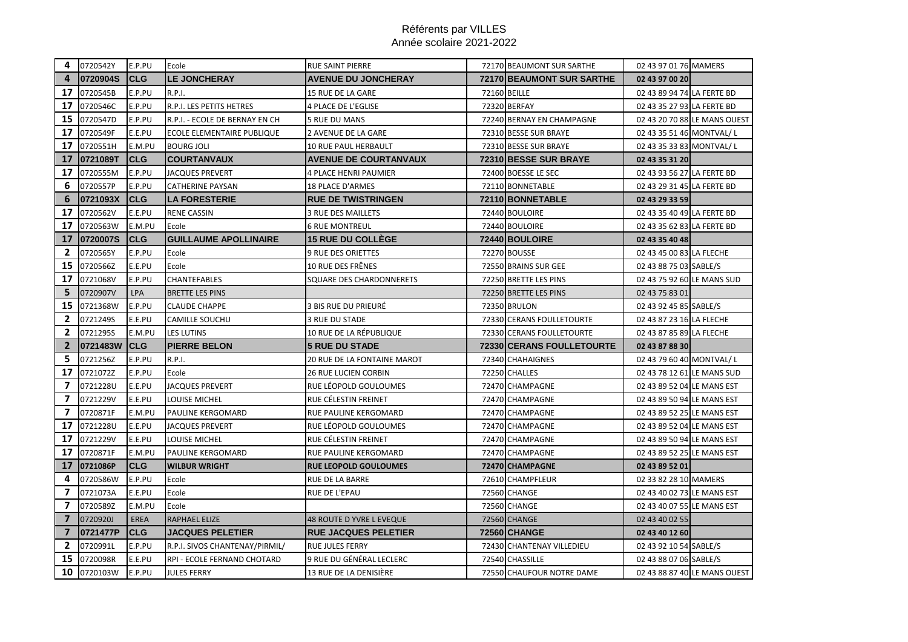Référents par VILLES
Année scolaire 2021-2022

| | | | | | | | | |
|---|---|---|---|---|---|---|---|---|
| 4 | 0720542Y | E.P.PU | Ecole | RUE SAINT PIERRE | 72170 | BEAUMONT SUR SARTHE | 02 43 97 01 76 | MAMERS |
| **4** | **0720904S** | **CLG** | **LE JONCHERAY** | **AVENUE DU JONCHERAY** | **72170** | **BEAUMONT SUR SARTHE** | **02 43 97 00 20** | |
| 17 | 0720545B | E.P.PU | R.P.I. | 15 RUE DE LA GARE | 72160 | BEILLE | 02 43 89 94 74 | LA FERTE BD |
| 17 | 0720546C | E.P.PU | R.P.I. LES PETITS HETRES | 4 PLACE DE L'EGLISE | 72320 | BERFAY | 02 43 35 27 93 | LA FERTE BD |
| 15 | 0720547D | E.P.PU | R.P.I. - ECOLE DE BERNAY EN CH | 5 RUE DU MANS | 72240 | BERNAY EN CHAMPAGNE | 02 43 20 70 88 | LE MANS OUEST |
| 17 | 0720549F | E.E.PU | ECOLE ELEMENTAIRE PUBLIQUE | 2 AVENUE DE LA GARE | 72310 | BESSE SUR BRAYE | 02 43 35 51 46 | MONTVAL/ L |
| 17 | 0720551H | E.M.PU | BOURG JOLI | 10 RUE PAUL HERBAULT | 72310 | BESSE SUR BRAYE | 02 43 35 33 83 | MONTVAL/ L |
| **17** | **0721089T** | **CLG** | **COURTANVAUX** | **AVENUE DE COURTANVAUX** | **72310** | **BESSE SUR BRAYE** | **02 43 35 31 20** | |
| 17 | 0720555M | E.P.PU | JACQUES PREVERT | 4 PLACE HENRI PAUMIER | 72400 | BOESSE LE SEC | 02 43 93 56 27 | LA FERTE BD |
| 6 | 0720557P | E.P.PU | CATHERINE PAYSAN | 18 PLACE D'ARMES | 72110 | BONNETABLE | 02 43 29 31 45 | LA FERTE BD |
| **6** | **0721093X** | **CLG** | **LA FORESTERIE** | **RUE DE TWISTRINGEN** | **72110** | **BONNETABLE** | **02 43 29 33 59** | |
| 17 | 0720562V | E.E.PU | RENE CASSIN | 3 RUE DES MAILLETS | 72440 | BOULOIRE | 02 43 35 40 49 | LA FERTE BD |
| 17 | 0720563W | E.M.PU | Ecole | 6 RUE MONTREUL | 72440 | BOULOIRE | 02 43 35 62 83 | LA FERTE BD |
| **17** | **0720007S** | **CLG** | **GUILLAUME APOLLINAIRE** | **15 RUE DU COLLÈGE** | **72440** | **BOULOIRE** | **02 43 35 40 48** | |
| 2 | 0720565Y | E.P.PU | Ecole | 9 RUE DES ORIETTES | 72270 | BOUSSE | 02 43 45 00 83 | LA FLECHE |
| 15 | 0720566Z | E.E.PU | Ecole | 10 RUE DES FRÊNES | 72550 | BRAINS SUR GEE | 02 43 88 75 03 | SABLE/S |
| 17 | 0721068V | E.P.PU | CHANTEFABLES | SQUARE DES CHARDONNERETS | 72250 | BRETTE LES PINS | 02 43 75 92 60 | LE MANS SUD |
| 5 | 0720907V | LPA | BRETTE LES PINS | | 72250 | BRETTE LES PINS | 02 43 75 83 01 | |
| 15 | 0721368W | E.P.PU | CLAUDE CHAPPE | 3 BIS RUE DU PRIEURÉ | 72350 | BRULON | 02 43 92 45 85 | SABLE/S |
| 2 | 0721249S | E.E.PU | CAMILLE SOUCHU | 3 RUE DU STADE | 72330 | CERANS FOULLETOURTE | 02 43 87 23 16 | LA FLECHE |
| 2 | 0721295S | E.M.PU | LES LUTINS | 10 RUE DE LA RÉPUBLIQUE | 72330 | CERANS FOULLETOURTE | 02 43 87 85 89 | LA FLECHE |
| **2** | **0721483W** | **CLG** | **PIERRE BELON** | **5 RUE DU STADE** | **72330** | **CERANS FOULLETOURTE** | **02 43 87 88 30** | |
| 5 | 0721256Z | E.P.PU | R.P.I. | 20 RUE DE LA FONTAINE MAROT | 72340 | CHAHAIGNES | 02 43 79 60 40 | MONTVAL/ L |
| 17 | 0721072Z | E.P.PU | Ecole | 26 RUE LUCIEN CORBIN | 72250 | CHALLES | 02 43 78 12 61 | LE MANS SUD |
| 7 | 0721228U | E.E.PU | JACQUES PREVERT | RUE LÉOPOLD GOULOUMES | 72470 | CHAMPAGNE | 02 43 89 52 04 | LE MANS EST |
| 7 | 0721229V | E.E.PU | LOUISE MICHEL | RUE CÉLESTIN FREINET | 72470 | CHAMPAGNE | 02 43 89 50 94 | LE MANS EST |
| 7 | 0720871F | E.M.PU | PAULINE KERGOMARD | RUE PAULINE KERGOMARD | 72470 | CHAMPAGNE | 02 43 89 52 25 | LE MANS EST |
| 17 | 0721228U | E.E.PU | JACQUES PREVERT | RUE LÉOPOLD GOULOUMES | 72470 | CHAMPAGNE | 02 43 89 52 04 | LE MANS EST |
| 17 | 0721229V | E.E.PU | LOUISE MICHEL | RUE CÉLESTIN FREINET | 72470 | CHAMPAGNE | 02 43 89 50 94 | LE MANS EST |
| 17 | 0720871F | E.M.PU | PAULINE KERGOMARD | RUE PAULINE KERGOMARD | 72470 | CHAMPAGNE | 02 43 89 52 25 | LE MANS EST |
| **17** | **0721086P** | **CLG** | **WILBUR WRIGHT** | **RUE LEOPOLD GOULOUMES** | **72470** | **CHAMPAGNE** | **02 43 89 52 01** | |
| 4 | 0720586W | E.P.PU | Ecole | RUE DE LA BARRE | 72610 | CHAMPFLEUR | 02 33 82 28 10 | MAMERS |
| 7 | 0721073A | E.E.PU | Ecole | RUE DE L'EPAU | 72560 | CHANGE | 02 43 40 02 73 | LE MANS EST |
| 7 | 0720589Z | E.M.PU | Ecole | | 72560 | CHANGE | 02 43 40 07 55 | LE MANS EST |
| 7 | 0720920J | EREA | RAPHAEL ELIZE | 48 ROUTE D YVRE L EVEQUE | 72560 | CHANGE | 02 43 40 02 55 | |
| **7** | **0721477P** | **CLG** | **JACQUES PELETIER** | **RUE JACQUES PELETIER** | **72560** | **CHANGE** | **02 43 40 12 60** | |
| 2 | 0720991L | E.P.PU | R.P.I. SIVOS CHANTENAY/PIRMIL/ | RUE JULES FERRY | 72430 | CHANTENAY VILLEDIEU | 02 43 92 10 54 | SABLE/S |
| 15 | 0720098R | E.E.PU | RPI - ECOLE FERNAND CHOTARD | 9 RUE DU GÉNÉRAL LECLERC | 72540 | CHASSILLE | 02 43 88 07 06 | SABLE/S |
| 10 | 0720103W | E.P.PU | JULES FERRY | 13 RUE DE LA DENISIÈRE | 72550 | CHAUFOUR NOTRE DAME | 02 43 88 87 40 | LE MANS OUEST |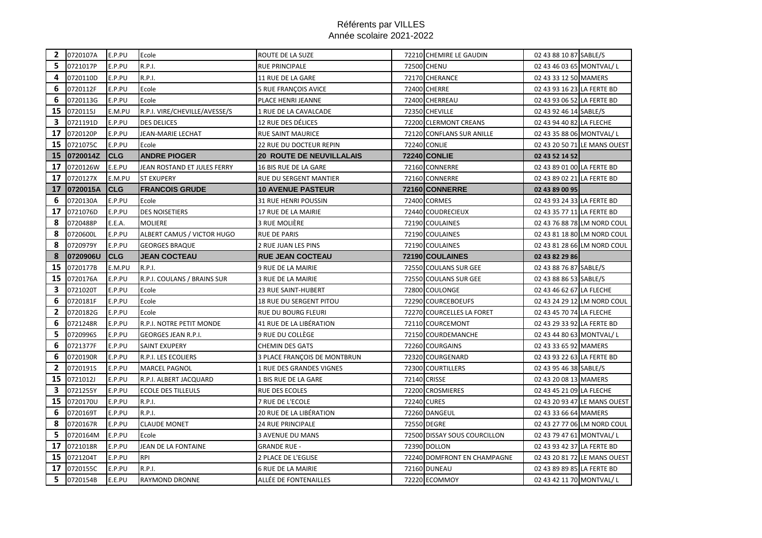Référents par VILLES
Année scolaire 2021-2022

| | | | | | | | | |
|---|---|---|---|---|---|---|---|---|
| 2 | 0720107A | E.P.PU | Ecole | ROUTE DE LA SUZE | 72210 | CHEMIRE LE GAUDIN | 02 43 88 10 87 | SABLE/S |
| 5 | 0721017P | E.P.PU | R.P.I. | RUE PRINCIPALE | 72500 | CHENU | 02 43 46 03 65 | MONTVAL/ L |
| 4 | 0720110D | E.P.PU | R.P.I. | 11 RUE DE LA GARE | 72170 | CHERANCE | 02 43 33 12 50 | MAMERS |
| 6 | 0720112F | E.P.PU | Ecole | 5 RUE FRANÇOIS AVICE | 72400 | CHERRE | 02 43 93 16 23 | LA FERTE BD |
| 6 | 0720113G | E.P.PU | Ecole | PLACE HENRI JEANNE | 72400 | CHERREAU | 02 43 93 06 52 | LA FERTE BD |
| 15 | 0720115J | E.M.PU | R.P.I. VIRE/CHEVILLE/AVESSE/S | 1 RUE DE LA CAVALCADE | 72350 | CHEVILLE | 02 43 92 46 14 | SABLE/S |
| 3 | 0721191D | E.P.PU | DES DELICES | 12 RUE DES DÉLICES | 72200 | CLERMONT CREANS | 02 43 94 40 82 | LA FLECHE |
| 17 | 0720120P | E.P.PU | JEAN-MARIE LECHAT | RUE SAINT MAURICE | 72120 | CONFLANS SUR ANILLE | 02 43 35 88 06 | MONTVAL/ L |
| 15 | 0721075C | E.P.PU | Ecole | 22 RUE DU DOCTEUR REPIN | 72240 | CONLIE | 02 43 20 50 71 | LE MANS OUEST |
| **15** | **0720014Z** | **CLG** | **ANDRE PIOGER** | **20 ROUTE DE NEUVILLALAIS** | **72240** | **CONLIE** | **02 43 52 14 52** | |
| 17 | 0720126W | E.E.PU | JEAN ROSTAND ET JULES FERRY | 16 BIS RUE DE LA GARE | 72160 | CONNERRE | 02 43 89 01 00 | LA FERTE BD |
| 17 | 0720127X | E.M.PU | ST EXUPERY | RUE DU SERGENT MANTIER | 72160 | CONNERRE | 02 43 89 02 21 | LA FERTE BD |
| **17** | **0720015A** | **CLG** | **FRANCOIS GRUDE** | **10 AVENUE PASTEUR** | **72160** | **CONNERRE** | **02 43 89 00 95** | |
| 6 | 0720130A | E.P.PU | Ecole | 31 RUE HENRI POUSSIN | 72400 | CORMES | 02 43 93 24 33 | LA FERTE BD |
| 17 | 0721076D | E.P.PU | DES NOISETIERS | 17 RUE DE LA MAIRIE | 72440 | COUDRECIEUX | 02 43 35 77 11 | LA FERTE BD |
| 8 | 0720488P | E.E.A. | MOLIERE | 3 RUE MOLIÈRE | 72190 | COULAINES | 02 43 76 88 78 | LM NORD COUL |
| 8 | 0720600L | E.P.PU | ALBERT CAMUS / VICTOR HUGO | RUE DE PARIS | 72190 | COULAINES | 02 43 81 18 80 | LM NORD COUL |
| 8 | 0720979Y | E.P.PU | GEORGES BRAQUE | 2 RUE JUAN LES PINS | 72190 | COULAINES | 02 43 81 28 66 | LM NORD COUL |
| **8** | **0720906U** | **CLG** | **JEAN COCTEAU** | **RUE JEAN COCTEAU** | **72190** | **COULAINES** | **02 43 82 29 86** | |
| 15 | 0720177B | E.M.PU | R.P.I. | 9 RUE DE LA MAIRIE | 72550 | COULANS SUR GEE | 02 43 88 76 87 | SABLE/S |
| 15 | 0720176A | E.P.PU | R.P.I. COULANS / BRAINS SUR | 3 RUE DE LA MAIRIE | 72550 | COULANS SUR GEE | 02 43 88 86 53 | SABLE/S |
| 3 | 0721020T | E.P.PU | Ecole | 23 RUE SAINT-HUBERT | 72800 | COULONGE | 02 43 46 62 67 | LA FLECHE |
| 6 | 0720181F | E.P.PU | Ecole | 18 RUE DU SERGENT PITOU | 72290 | COURCEBOEUFS | 02 43 24 29 12 | LM NORD COUL |
| 2 | 0720182G | E.P.PU | Ecole | RUE DU BOURG FLEURI | 72270 | COURCELLES LA FORET | 02 43 45 70 74 | LA FLECHE |
| 6 | 0721248R | E.P.PU | R.P.I. NOTRE PETIT MONDE | 41 RUE DE LA LIBÉRATION | 72110 | COURCEMONT | 02 43 29 33 92 | LA FERTE BD |
| 5 | 0720996S | E.P.PU | GEORGES JEAN R.P.I. | 9 RUE DU COLLÈGE | 72150 | COURDEMANCHE | 02 43 44 80 63 | MONTVAL/ L |
| 6 | 0721377F | E.P.PU | SAINT EXUPERY | CHEMIN DES GATS | 72260 | COURGAINS | 02 43 33 65 92 | MAMERS |
| 6 | 0720190R | E.P.PU | R.P.I. LES ECOLIERS | 3 PLACE FRANÇOIS DE MONTBRUN | 72320 | COURGENARD | 02 43 93 22 63 | LA FERTE BD |
| 2 | 0720191S | E.P.PU | MARCEL PAGNOL | 1 RUE DES GRANDES VIGNES | 72300 | COURTILLERS | 02 43 95 46 38 | SABLE/S |
| 15 | 0721012J | E.P.PU | R.P.I. ALBERT JACQUARD | 1 BIS RUE DE LA GARE | 72140 | CRISSE | 02 43 20 08 13 | MAMERS |
| 3 | 0721255Y | E.P.PU | ECOLE DES TILLEULS | RUE DES ECOLES | 72200 | CROSMIERES | 02 43 45 21 09 | LA FLECHE |
| 15 | 0720170U | E.P.PU | R.P.I. | 7 RUE DE L'ECOLE | 72240 | CURES | 02 43 20 93 47 | LE MANS OUEST |
| 6 | 0720169T | E.P.PU | R.P.I. | 20 RUE DE LA LIBÉRATION | 72260 | DANGEUL | 02 43 33 66 64 | MAMERS |
| 8 | 0720167R | E.P.PU | CLAUDE MONET | 24 RUE PRINCIPALE | 72550 | DEGRE | 02 43 27 77 06 | LM NORD COUL |
| 5 | 0720164M | E.P.PU | Ecole | 3 AVENUE DU MANS | 72500 | DISSAY SOUS COURCILLON | 02 43 79 47 61 | MONTVAL/ L |
| 17 | 0721018R | E.P.PU | JEAN DE LA FONTAINE | GRANDE RUE - | 72390 | DOLLON | 02 43 93 42 37 | LA FERTE BD |
| 15 | 0721204T | E.P.PU | RPI | 2 PLACE DE L'EGLISE | 72240 | DOMFRONT EN CHAMPAGNE | 02 43 20 81 72 | LE MANS OUEST |
| 17 | 0720155C | E.P.PU | R.P.I. | 6 RUE DE LA MAIRIE | 72160 | DUNEAU | 02 43 89 89 85 | LA FERTE BD |
| 5 | 0720154B | E.E.PU | RAYMOND DRONNE | ALLÉE DE FONTENAILLES | 72220 | ECOMMOY | 02 43 42 11 70 | MONTVAL/ L |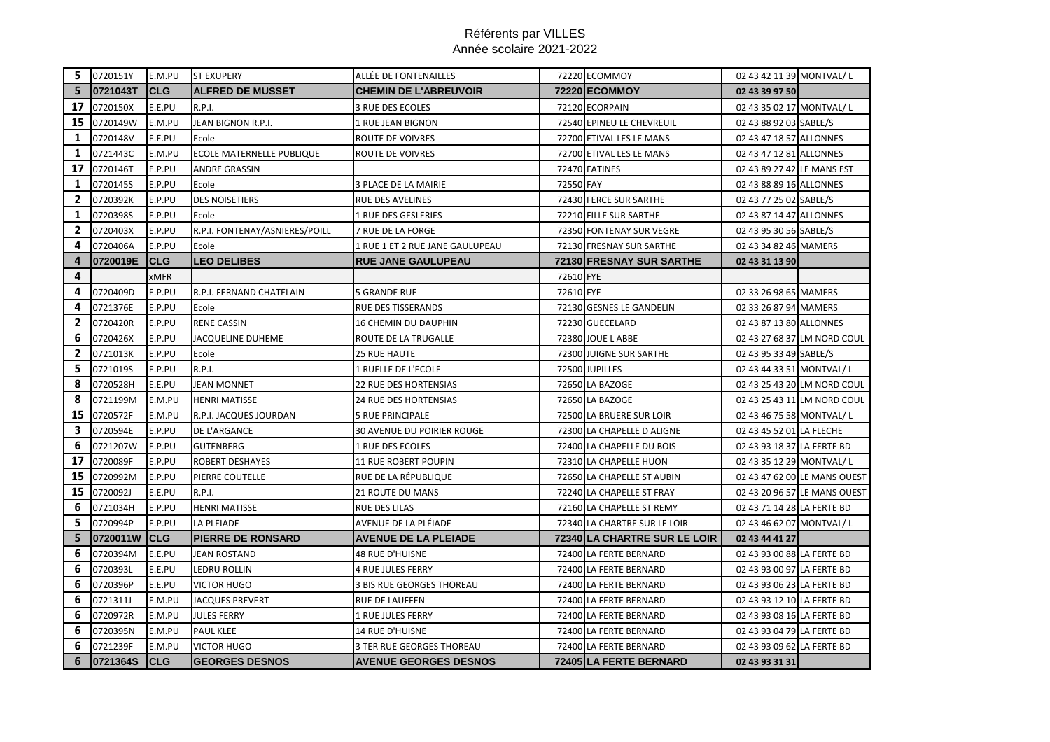Référents par VILLES
Année scolaire 2021-2022

| | | | | | | | | |
|---|---|---|---|---|---|---|---|---|
| 5 | 0720151Y | E.M.PU | ST EXUPERY | ALLÉE DE FONTENAILLES | 72220 | ECOMMOY | 02 43 42 11 39 | MONTVAL/ L |
| **5** | **0721043T** | **CLG** | **ALFRED DE MUSSET** | **CHEMIN DE L'ABREUVOIR** | **72220** | **ECOMMOY** | **02 43 39 97 50** | |
| 17 | 0720150X | E.E.PU | R.P.I. | 3 RUE DES ECOLES | 72120 | ECORPAIN | 02 43 35 02 17 | MONTVAL/ L |
| 15 | 0720149W | E.M.PU | JEAN BIGNON R.P.I. | 1 RUE JEAN BIGNON | 72540 | EPINEU LE CHEVREUIL | 02 43 88 92 03 | SABLE/S |
| 1 | 0720148V | E.E.PU | Ecole | ROUTE DE VOIVRES | 72700 | ETIVAL LES LE MANS | 02 43 47 18 57 | ALLONNES |
| 1 | 0721443C | E.M.PU | ECOLE MATERNELLE PUBLIQUE | ROUTE DE VOIVRES | 72700 | ETIVAL LES LE MANS | 02 43 47 12 81 | ALLONNES |
| 17 | 0720146T | E.P.PU | ANDRE GRASSIN | | 72470 | FATINES | 02 43 89 27 42 | LE MANS EST |
| 1 | 0720145S | E.P.PU | Ecole | 3 PLACE DE LA MAIRIE | 72550 | FAY | 02 43 88 89 16 | ALLONNES |
| 2 | 0720392K | E.P.PU | DES NOISETIERS | RUE DES AVELINES | 72430 | FERCE SUR SARTHE | 02 43 77 25 02 | SABLE/S |
| 1 | 0720398S | E.P.PU | Ecole | 1 RUE DES GESLERIES | 72210 | FILLE SUR SARTHE | 02 43 87 14 47 | ALLONNES |
| 2 | 0720403X | E.P.PU | R.P.I. FONTENAY/ASNIERES/POILL | 7 RUE DE LA FORGE | 72350 | FONTENAY SUR VEGRE | 02 43 95 30 56 | SABLE/S |
| 4 | 0720406A | E.P.PU | Ecole | 1 RUE 1 ET 2 RUE JANE GAULUPEAU | 72130 | FRESNAY SUR SARTHE | 02 43 34 82 46 | MAMERS |
| **4** | **0720019E** | **CLG** | **LEO DELIBES** | **RUE JANE GAULUPEAU** | **72130** | **FRESNAY SUR SARTHE** | **02 43 31 13 90** | |
| 4 | | xMFR | | | 72610 | FYE | | |
| 4 | 0720409D | E.P.PU | R.P.I. FERNAND CHATELAIN | 5 GRANDE RUE | 72610 | FYE | 02 33 26 98 65 | MAMERS |
| 4 | 0721376E | E.P.PU | Ecole | RUE DES TISSERANDS | 72130 | GESNES LE GANDELIN | 02 33 26 87 94 | MAMERS |
| 2 | 0720420R | E.P.PU | RENE CASSIN | 16 CHEMIN DU DAUPHIN | 72230 | GUECELARD | 02 43 87 13 80 | ALLONNES |
| 6 | 0720426X | E.P.PU | JACQUELINE DUHEME | ROUTE DE LA TRUGALLE | 72380 | JOUE L ABBE | 02 43 27 68 37 | LM NORD COUL |
| 2 | 0721013K | E.P.PU | Ecole | 25 RUE HAUTE | 72300 | JUIGNE SUR SARTHE | 02 43 95 33 49 | SABLE/S |
| 5 | 0721019S | E.P.PU | R.P.I. | 1 RUELLE DE L'ECOLE | 72500 | JUPILLES | 02 43 44 33 51 | MONTVAL/ L |
| 8 | 0720528H | E.E.PU | JEAN MONNET | 22 RUE DES HORTENSIAS | 72650 | LA BAZOGE | 02 43 25 43 20 | LM NORD COUL |
| 8 | 0721199M | E.M.PU | HENRI MATISSE | 24 RUE DES HORTENSIAS | 72650 | LA BAZOGE | 02 43 25 43 11 | LM NORD COUL |
| 15 | 0720572F | E.M.PU | R.P.I. JACQUES JOURDAN | 5 RUE PRINCIPALE | 72500 | LA BRUERE SUR LOIR | 02 43 46 75 58 | MONTVAL/ L |
| 3 | 0720594E | E.P.PU | DE L'ARGANCE | 30 AVENUE DU POIRIER ROUGE | 72300 | LA CHAPELLE D ALIGNE | 02 43 45 52 01 | LA FLECHE |
| 6 | 0721207W | E.P.PU | GUTENBERG | 1 RUE DES ECOLES | 72400 | LA CHAPELLE DU BOIS | 02 43 93 18 37 | LA FERTE BD |
| 17 | 0720089F | E.P.PU | ROBERT DESHAYES | 11 RUE ROBERT POUPIN | 72310 | LA CHAPELLE HUON | 02 43 35 12 29 | MONTVAL/ L |
| 15 | 0720992M | E.P.PU | PIERRE COUTELLE | RUE DE LA RÉPUBLIQUE | 72650 | LA CHAPELLE ST AUBIN | 02 43 47 62 00 | LE MANS OUEST |
| 15 | 0720092J | E.E.PU | R.P.I. | 21 ROUTE DU MANS | 72240 | LA CHAPELLE ST FRAY | 02 43 20 96 57 | LE MANS OUEST |
| 6 | 0721034H | E.P.PU | HENRI MATISSE | RUE DES LILAS | 72160 | LA CHAPELLE ST REMY | 02 43 71 14 28 | LA FERTE BD |
| 5 | 0720994P | E.P.PU | LA PLEIADE | AVENUE DE LA PLÉIADE | 72340 | LA CHARTRE SUR LE LOIR | 02 43 46 62 07 | MONTVAL/ L |
| **5** | **0720011W** | **CLG** | **PIERRE DE RONSARD** | **AVENUE DE LA PLEIADE** | **72340** | **LA CHARTRE SUR LE LOIR** | **02 43 44 41 27** | |
| 6 | 0720394M | E.E.PU | JEAN ROSTAND | 48 RUE D'HUISNE | 72400 | LA FERTE BERNARD | 02 43 93 00 88 | LA FERTE BD |
| 6 | 0720393L | E.E.PU | LEDRU ROLLIN | 4 RUE JULES FERRY | 72400 | LA FERTE BERNARD | 02 43 93 00 97 | LA FERTE BD |
| 6 | 0720396P | E.E.PU | VICTOR HUGO | 3 BIS RUE GEORGES THOREAU | 72400 | LA FERTE BERNARD | 02 43 93 06 23 | LA FERTE BD |
| 6 | 0721311J | E.M.PU | JACQUES PREVERT | RUE DE LAUFFEN | 72400 | LA FERTE BERNARD | 02 43 93 12 10 | LA FERTE BD |
| 6 | 0720972R | E.M.PU | JULES FERRY | 1 RUE JULES FERRY | 72400 | LA FERTE BERNARD | 02 43 93 08 16 | LA FERTE BD |
| 6 | 0720395N | E.M.PU | PAUL KLEE | 14 RUE D'HUISNE | 72400 | LA FERTE BERNARD | 02 43 93 04 79 | LA FERTE BD |
| 6 | 0721239F | E.M.PU | VICTOR HUGO | 3 TER RUE GEORGES THOREAU | 72400 | LA FERTE BERNARD | 02 43 93 09 62 | LA FERTE BD |
| **6** | **0721364S** | **CLG** | **GEORGES DESNOS** | **AVENUE GEORGES DESNOS** | **72405** | **LA FERTE BERNARD** | **02 43 93 31 31** | |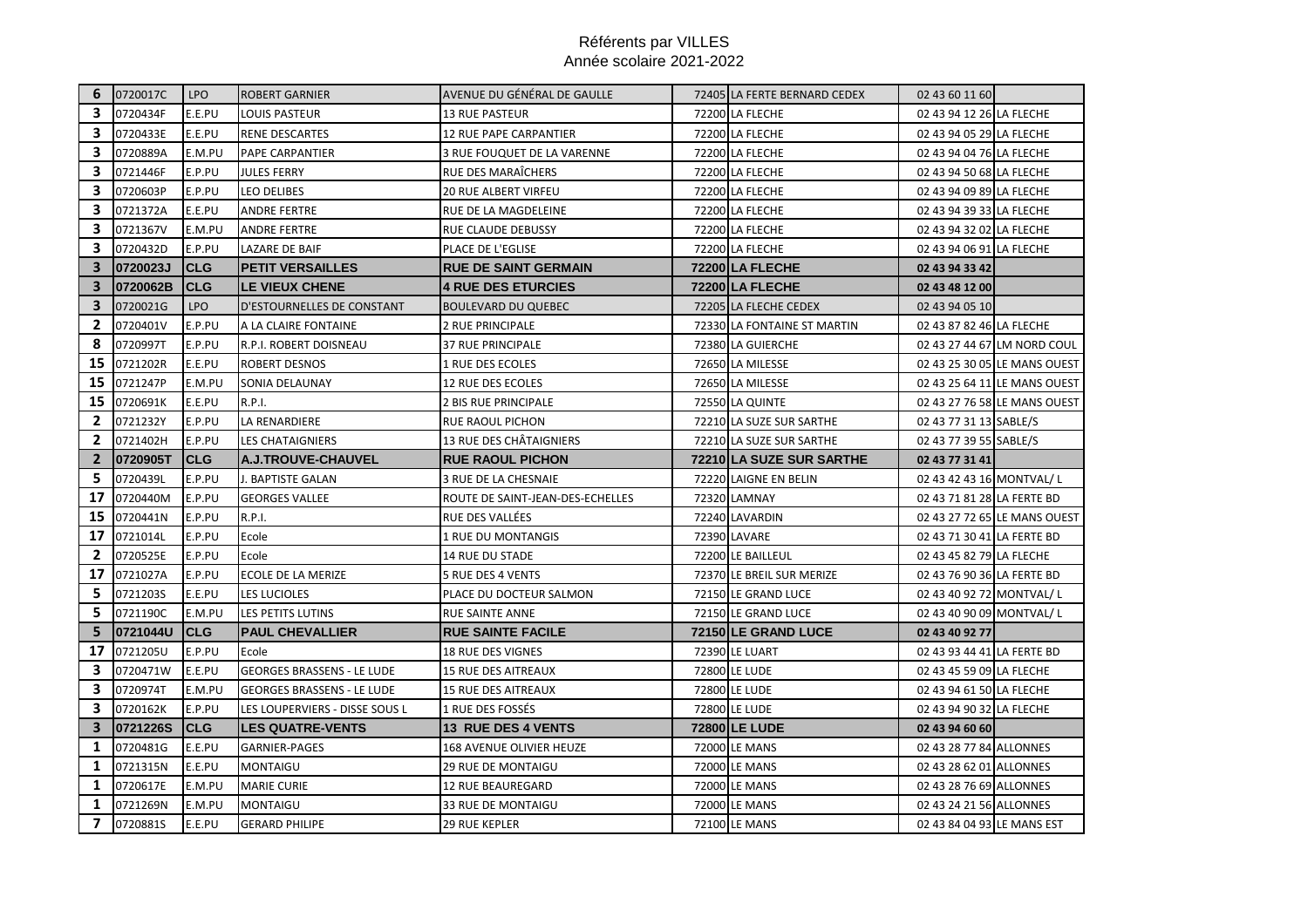Référents par VILLES
Année scolaire 2021-2022

| | | | | | | | | |
|---|---|---|---|---|---|---|---|---|
| 6 | 0720017C | LPO | ROBERT GARNIER | AVENUE DU GÉNÉRAL DE GAULLE | 72405 | LA FERTE BERNARD CEDEX | 02 43 60 11 60 | |
| 3 | 0720434F | E.E.PU | LOUIS PASTEUR | 13 RUE PASTEUR | 72200 | LA FLECHE | 02 43 94 12 26 | LA FLECHE |
| 3 | 0720433E | E.E.PU | RENE DESCARTES | 12 RUE PAPE CARPANTIER | 72200 | LA FLECHE | 02 43 94 05 29 | LA FLECHE |
| 3 | 0720889A | E.M.PU | PAPE CARPANTIER | 3 RUE FOUQUET DE LA VARENNE | 72200 | LA FLECHE | 02 43 94 04 76 | LA FLECHE |
| 3 | 0721446F | E.P.PU | JULES FERRY | RUE DES MARAÎCHERS | 72200 | LA FLECHE | 02 43 94 50 68 | LA FLECHE |
| 3 | 0720603P | E.P.PU | LEO DELIBES | 20 RUE ALBERT VIRFEU | 72200 | LA FLECHE | 02 43 94 09 89 | LA FLECHE |
| 3 | 0721372A | E.E.PU | ANDRE FERTRE | RUE DE LA MAGDELEINE | 72200 | LA FLECHE | 02 43 94 39 33 | LA FLECHE |
| 3 | 0721367V | E.M.PU | ANDRE FERTRE | RUE CLAUDE DEBUSSY | 72200 | LA FLECHE | 02 43 94 32 02 | LA FLECHE |
| 3 | 0720432D | E.P.PU | LAZARE DE BAIF | PLACE DE L'EGLISE | 72200 | LA FLECHE | 02 43 94 06 91 | LA FLECHE |
| **3** | **0720023J** | **CLG** | **PETIT VERSAILLES** | **RUE DE SAINT GERMAIN** | **72200** | **LA FLECHE** | **02 43 94 33 42** | |
| **3** | **0720062B** | **CLG** | **LE VIEUX CHENE** | **4 RUE DES ETURCIES** | **72200** | **LA FLECHE** | **02 43 48 12 00** | |
| 3 | 0720021G | LPO | D'ESTOURNELLES DE CONSTANT | BOULEVARD DU QUEBEC | 72205 | LA FLECHE CEDEX | 02 43 94 05 10 | |
| 2 | 0720401V | E.P.PU | A LA CLAIRE FONTAINE | 2 RUE PRINCIPALE | 72330 | LA FONTAINE ST MARTIN | 02 43 87 82 46 | LA FLECHE |
| 8 | 0720997T | E.P.PU | R.P.I. ROBERT DOISNEAU | 37 RUE PRINCIPALE | 72380 | LA GUIERCHE | 02 43 27 44 67 | LM NORD COUL |
| 15 | 0721202R | E.E.PU | ROBERT DESNOS | 1 RUE DES ECOLES | 72650 | LA MILESSE | 02 43 25 30 05 | LE MANS OUEST |
| 15 | 0721247P | E.M.PU | SONIA DELAUNAY | 12 RUE DES ECOLES | 72650 | LA MILESSE | 02 43 25 64 11 | LE MANS OUEST |
| 15 | 0720691K | E.E.PU | R.P.I. | 2 BIS RUE PRINCIPALE | 72550 | LA QUINTE | 02 43 27 76 58 | LE MANS OUEST |
| 2 | 0721232Y | E.P.PU | LA RENARDIERE | RUE RAOUL PICHON | 72210 | LA SUZE SUR SARTHE | 02 43 77 31 13 | SABLE/S |
| 2 | 0721402H | E.P.PU | LES CHATAIGNIERS | 13 RUE DES CHÂTAIGNIERS | 72210 | LA SUZE SUR SARTHE | 02 43 77 39 55 | SABLE/S |
| **2** | **0720905T** | **CLG** | **A.J.TROUVE-CHAUVEL** | **RUE RAOUL PICHON** | **72210** | **LA SUZE SUR SARTHE** | **02 43 77 31 41** | |
| 5 | 0720439L | E.P.PU | J. BAPTISTE GALAN | 3 RUE DE LA CHESNAIE | 72220 | LAIGNE EN BELIN | 02 43 42 43 16 | MONTVAL/ L |
| 17 | 0720440M | E.P.PU | GEORGES VALLEE | ROUTE DE SAINT-JEAN-DES-ECHELLES | 72320 | LAMNAY | 02 43 71 81 28 | LA FERTE BD |
| 15 | 0720441N | E.P.PU | R.P.I. | RUE DES VALLÉES | 72240 | LAVARDIN | 02 43 27 72 65 | LE MANS OUEST |
| 17 | 0721014L | E.P.PU | Ecole | 1 RUE DU MONTANGIS | 72390 | LAVARE | 02 43 71 30 41 | LA FERTE BD |
| 2 | 0720525E | E.P.PU | Ecole | 14 RUE DU STADE | 72200 | LE BAILLEUL | 02 43 45 82 79 | LA FLECHE |
| 17 | 0721027A | E.P.PU | ECOLE DE LA MERIZE | 5 RUE DES 4 VENTS | 72370 | LE BREIL SUR MERIZE | 02 43 76 90 36 | LA FERTE BD |
| 5 | 0721203S | E.E.PU | LES LUCIOLES | PLACE DU DOCTEUR SALMON | 72150 | LE GRAND LUCE | 02 43 40 92 72 | MONTVAL/ L |
| 5 | 0721190C | E.M.PU | LES PETITS LUTINS | RUE SAINTE ANNE | 72150 | LE GRAND LUCE | 02 43 40 90 09 | MONTVAL/ L |
| **5** | **0721044U** | **CLG** | **PAUL CHEVALLIER** | **RUE SAINTE FACILE** | **72150** | **LE GRAND LUCE** | **02 43 40 92 77** | |
| 17 | 0721205U | E.P.PU | Ecole | 18 RUE DES VIGNES | 72390 | LE LUART | 02 43 93 44 41 | LA FERTE BD |
| 3 | 0720471W | E.E.PU | GEORGES BRASSENS - LE LUDE | 15 RUE DES AITREAUX | 72800 | LE LUDE | 02 43 45 59 09 | LA FLECHE |
| 3 | 0720974T | E.M.PU | GEORGES BRASSENS - LE LUDE | 15 RUE DES AITREAUX | 72800 | LE LUDE | 02 43 94 61 50 | LA FLECHE |
| 3 | 0720162K | E.P.PU | LES LOUPERVIERS - DISSE SOUS L | 1 RUE DES FOSSÉS | 72800 | LE LUDE | 02 43 94 90 32 | LA FLECHE |
| **3** | **0721226S** | **CLG** | **LES QUATRE-VENTS** | **13 RUE DES 4 VENTS** | **72800** | **LE LUDE** | **02 43 94 60 60** | |
| 1 | 0720481G | E.E.PU | GARNIER-PAGES | 168 AVENUE OLIVIER HEUZE | 72000 | LE MANS | 02 43 28 77 84 | ALLONNES |
| 1 | 0721315N | E.E.PU | MONTAIGU | 29 RUE DE MONTAIGU | 72000 | LE MANS | 02 43 28 62 01 | ALLONNES |
| 1 | 0720617E | E.M.PU | MARIE CURIE | 12 RUE BEAUREGARD | 72000 | LE MANS | 02 43 28 76 69 | ALLONNES |
| 1 | 0721269N | E.M.PU | MONTAIGU | 33 RUE DE MONTAIGU | 72000 | LE MANS | 02 43 24 21 56 | ALLONNES |
| 7 | 0720881S | E.E.PU | GERARD PHILIPE | 29 RUE KEPLER | 72100 | LE MANS | 02 43 84 04 93 | LE MANS EST |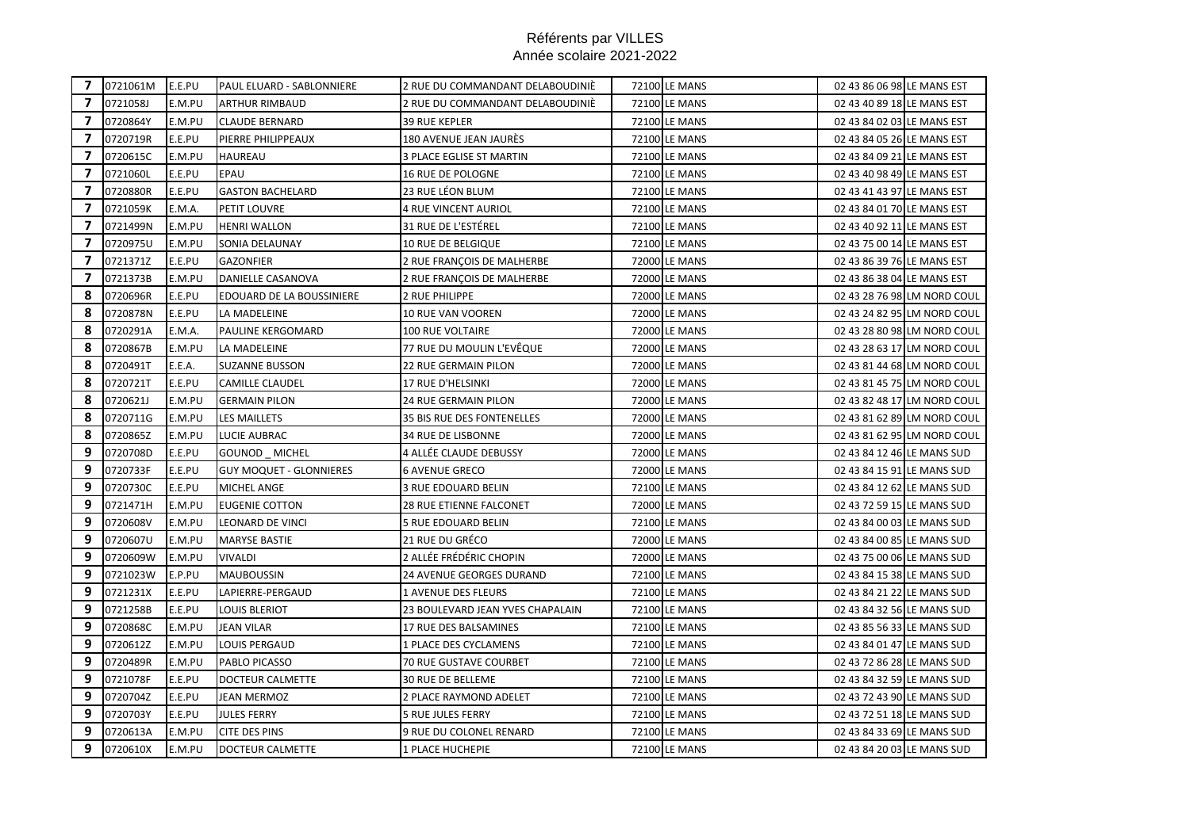# Référents par VILLES
## Année scolaire 2021-2022

| | | | | | | | | |
|---|---|---|---|---|---|---|---|---|
| 7 | 0721061M | E.E.PU | PAUL ELUARD - SABLONNIERE | 2 RUE DU COMMANDANT DELABOUDINIÈ | 72100 | LE MANS | 02 43 86 06 98 | LE MANS EST |
| 7 | 0721058J | E.M.PU | ARTHUR RIMBAUD | 2 RUE DU COMMANDANT DELABOUDINIÈ | 72100 | LE MANS | 02 43 40 89 18 | LE MANS EST |
| 7 | 0720864Y | E.M.PU | CLAUDE BERNARD | 39 RUE KEPLER | 72100 | LE MANS | 02 43 84 02 03 | LE MANS EST |
| 7 | 0720719R | E.E.PU | PIERRE PHILIPPEAUX | 180 AVENUE JEAN JAURÈS | 72100 | LE MANS | 02 43 84 05 26 | LE MANS EST |
| 7 | 0720615C | E.M.PU | HAUREAU | 3 PLACE EGLISE ST MARTIN | 72100 | LE MANS | 02 43 84 09 21 | LE MANS EST |
| 7 | 0721060L | E.E.PU | EPAU | 16 RUE DE POLOGNE | 72100 | LE MANS | 02 43 40 98 49 | LE MANS EST |
| 7 | 0720880R | E.E.PU | GASTON BACHELARD | 23 RUE LÉON BLUM | 72100 | LE MANS | 02 43 41 43 97 | LE MANS EST |
| 7 | 0721059K | E.M.A. | PETIT LOUVRE | 4 RUE VINCENT AURIOL | 72100 | LE MANS | 02 43 84 01 70 | LE MANS EST |
| 7 | 0721499N | E.M.PU | HENRI WALLON | 31 RUE DE L'ESTÉREL | 72100 | LE MANS | 02 43 40 92 11 | LE MANS EST |
| 7 | 0720975U | E.M.PU | SONIA DELAUNAY | 10 RUE DE BELGIQUE | 72100 | LE MANS | 02 43 75 00 14 | LE MANS EST |
| 7 | 0721371Z | E.E.PU | GAZONFIER | 2 RUE FRANÇOIS DE MALHERBE | 72000 | LE MANS | 02 43 86 39 76 | LE MANS EST |
| 7 | 0721373B | E.M.PU | DANIELLE CASANOVA | 2 RUE FRANÇOIS DE MALHERBE | 72000 | LE MANS | 02 43 86 38 04 | LE MANS EST |
| 8 | 0720696R | E.E.PU | EDOUARD DE LA BOUSSINIERE | 2 RUE PHILIPPE | 72000 | LE MANS | 02 43 28 76 98 | LM NORD COUL |
| 8 | 0720878N | E.E.PU | LA MADELEINE | 10 RUE VAN VOOREN | 72000 | LE MANS | 02 43 24 82 95 | LM NORD COUL |
| 8 | 0720291A | E.M.A. | PAULINE KERGOMARD | 100 RUE VOLTAIRE | 72000 | LE MANS | 02 43 28 80 98 | LM NORD COUL |
| 8 | 0720867B | E.M.PU | LA MADELEINE | 77 RUE DU MOULIN L'EVÊQUE | 72000 | LE MANS | 02 43 28 63 17 | LM NORD COUL |
| 8 | 0720491T | E.E.A. | SUZANNE BUSSON | 22 RUE GERMAIN PILON | 72000 | LE MANS | 02 43 81 44 68 | LM NORD COUL |
| 8 | 0720721T | E.E.PU | CAMILLE CLAUDEL | 17 RUE D'HELSINKI | 72000 | LE MANS | 02 43 81 45 75 | LM NORD COUL |
| 8 | 0720621J | E.M.PU | GERMAIN PILON | 24 RUE GERMAIN PILON | 72000 | LE MANS | 02 43 82 48 17 | LM NORD COUL |
| 8 | 0720711G | E.M.PU | LES MAILLETS | 35 BIS RUE DES FONTENELLES | 72000 | LE MANS | 02 43 81 62 89 | LM NORD COUL |
| 8 | 0720865Z | E.M.PU | LUCIE AUBRAC | 34 RUE DE LISBONNE | 72000 | LE MANS | 02 43 81 62 95 | LM NORD COUL |
| 9 | 0720708D | E.E.PU | GOUNOD _ MICHEL | 4 ALLÉE CLAUDE DEBUSSY | 72000 | LE MANS | 02 43 84 12 46 | LE MANS SUD |
| 9 | 0720733F | E.E.PU | GUY MOQUET - GLONNIERES | 6 AVENUE GRECO | 72000 | LE MANS | 02 43 84 15 91 | LE MANS SUD |
| 9 | 0720730C | E.E.PU | MICHEL ANGE | 3 RUE EDOUARD BELIN | 72100 | LE MANS | 02 43 84 12 62 | LE MANS SUD |
| 9 | 0721471H | E.M.PU | EUGENIE COTTON | 28 RUE ETIENNE FALCONET | 72000 | LE MANS | 02 43 72 59 15 | LE MANS SUD |
| 9 | 0720608V | E.M.PU | LEONARD DE VINCI | 5 RUE EDOUARD BELIN | 72100 | LE MANS | 02 43 84 00 03 | LE MANS SUD |
| 9 | 0720607U | E.M.PU | MARYSE BASTIE | 21 RUE DU GRÉCO | 72000 | LE MANS | 02 43 84 00 85 | LE MANS SUD |
| 9 | 0720609W | E.M.PU | VIVALDI | 2 ALLÉE FRÉDÉRIC CHOPIN | 72000 | LE MANS | 02 43 75 00 06 | LE MANS SUD |
| 9 | 0721023W | E.P.PU | MAUBOUSSIN | 24 AVENUE GEORGES DURAND | 72100 | LE MANS | 02 43 84 15 38 | LE MANS SUD |
| 9 | 0721231X | E.E.PU | LAPIERRE-PERGAUD | 1 AVENUE DES FLEURS | 72100 | LE MANS | 02 43 84 21 22 | LE MANS SUD |
| 9 | 0721258B | E.E.PU | LOUIS BLERIOT | 23 BOULEVARD JEAN YVES CHAPALAIN | 72100 | LE MANS | 02 43 84 32 56 | LE MANS SUD |
| 9 | 0720868C | E.M.PU | JEAN VILAR | 17 RUE DES BALSAMINES | 72100 | LE MANS | 02 43 85 56 33 | LE MANS SUD |
| 9 | 0720612Z | E.M.PU | LOUIS PERGAUD | 1 PLACE DES CYCLAMENS | 72100 | LE MANS | 02 43 84 01 47 | LE MANS SUD |
| 9 | 0720489R | E.M.PU | PABLO PICASSO | 70 RUE GUSTAVE COURBET | 72100 | LE MANS | 02 43 72 86 28 | LE MANS SUD |
| 9 | 0721078F | E.E.PU | DOCTEUR CALMETTE | 30 RUE DE BELLEME | 72100 | LE MANS | 02 43 84 32 59 | LE MANS SUD |
| 9 | 0720704Z | E.E.PU | JEAN MERMOZ | 2 PLACE RAYMOND ADELET | 72100 | LE MANS | 02 43 72 43 90 | LE MANS SUD |
| 9 | 0720703Y | E.E.PU | JULES FERRY | 5 RUE JULES FERRY | 72100 | LE MANS | 02 43 72 51 18 | LE MANS SUD |
| 9 | 0720613A | E.M.PU | CITE DES PINS | 9 RUE DU COLONEL RENARD | 72100 | LE MANS | 02 43 84 33 69 | LE MANS SUD |
| 9 | 0720610X | E.M.PU | DOCTEUR CALMETTE | 1 PLACE HUCHEPIE | 72100 | LE MANS | 02 43 84 20 03 | LE MANS SUD |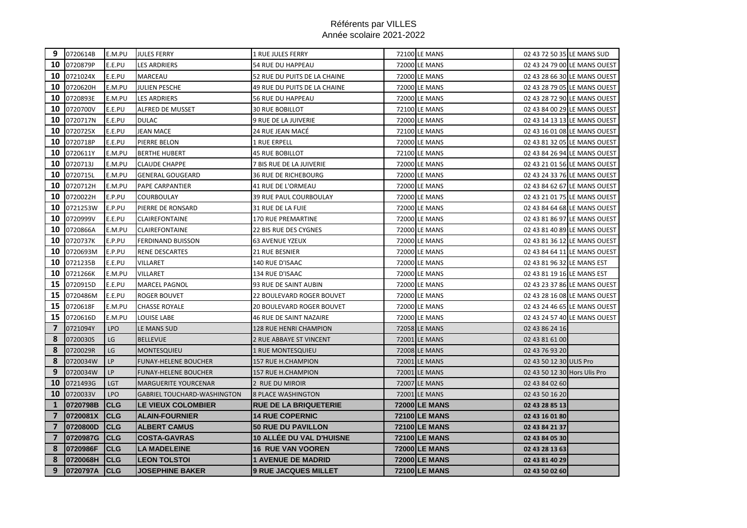Référents par VILLES
Année scolaire 2021-2022

| | | | | | | | | |
|---|---|---|---|---|---|---|---|---|
| 9 | 0720614B | E.M.PU | JULES FERRY | 1 RUE JULES FERRY | 72100 | LE MANS | 02 43 72 50 35 | LE MANS SUD |
| 10 | 0720879P | E.E.PU | LES ARDRIERS | 54 RUE DU HAPPEAU | 72000 | LE MANS | 02 43 24 79 00 | LE MANS OUEST |
| 10 | 0721024X | E.E.PU | MARCEAU | 52 RUE DU PUITS DE LA CHAINE | 72000 | LE MANS | 02 43 28 66 30 | LE MANS OUEST |
| 10 | 0720620H | E.M.PU | JULIEN PESCHE | 49 RUE DU PUITS DE LA CHAINE | 72000 | LE MANS | 02 43 28 79 05 | LE MANS OUEST |
| 10 | 0720893E | E.M.PU | LES ARDRIERS | 56 RUE DU HAPPEAU | 72000 | LE MANS | 02 43 28 72 90 | LE MANS OUEST |
| 10 | 0720700V | E.E.PU | ALFRED DE MUSSET | 30 RUE BOBILLOT | 72100 | LE MANS | 02 43 84 00 29 | LE MANS OUEST |
| 10 | 0720717N | E.E.PU | DULAC | 9 RUE DE LA JUIVERIE | 72000 | LE MANS | 02 43 14 13 13 | LE MANS OUEST |
| 10 | 0720725X | E.E.PU | JEAN MACE | 24 RUE JEAN MACÉ | 72100 | LE MANS | 02 43 16 01 08 | LE MANS OUEST |
| 10 | 0720718P | E.E.PU | PIERRE BELON | 1 RUE ERPELL | 72000 | LE MANS | 02 43 81 32 05 | LE MANS OUEST |
| 10 | 0720611Y | E.M.PU | BERTHE HUBERT | 45 RUE BOBILLOT | 72100 | LE MANS | 02 43 84 26 94 | LE MANS OUEST |
| 10 | 0720713J | E.M.PU | CLAUDE CHAPPE | 7 BIS RUE DE LA JUIVERIE | 72000 | LE MANS | 02 43 21 01 56 | LE MANS OUEST |
| 10 | 0720715L | E.M.PU | GENERAL GOUGEARD | 36 RUE DE RICHEBOURG | 72000 | LE MANS | 02 43 24 33 76 | LE MANS OUEST |
| 10 | 0720712H | E.M.PU | PAPE CARPANTIER | 41 RUE DE L'ORMEAU | 72000 | LE MANS | 02 43 84 62 67 | LE MANS OUEST |
| 10 | 0720022H | E.P.PU | COURBOULAY | 39 RUE PAUL COURBOULAY | 72000 | LE MANS | 02 43 21 01 75 | LE MANS OUEST |
| 10 | 0721253W | E.P.PU | PIERRE DE RONSARD | 31 RUE DE LA FUIE | 72000 | LE MANS | 02 43 84 64 68 | LE MANS OUEST |
| 10 | 0720999V | E.E.PU | CLAIREFONTAINE | 170 RUE PREMARTINE | 72000 | LE MANS | 02 43 81 86 97 | LE MANS OUEST |
| 10 | 0720866A | E.M.PU | CLAIREFONTAINE | 22 BIS RUE DES CYGNES | 72000 | LE MANS | 02 43 81 40 89 | LE MANS OUEST |
| 10 | 0720737K | E.P.PU | FERDINAND BUISSON | 63 AVENUE YZEUX | 72000 | LE MANS | 02 43 81 36 12 | LE MANS OUEST |
| 10 | 0720693M | E.P.PU | RENE DESCARTES | 21 RUE BESNIER | 72000 | LE MANS | 02 43 84 64 11 | LE MANS OUEST |
| 10 | 0721235B | E.E.PU | VILLARET | 140 RUE D'ISAAC | 72000 | LE MANS | 02 43 81 96 32 | LE MANS EST |
| 10 | 0721266K | E.M.PU | VILLARET | 134 RUE D'ISAAC | 72000 | LE MANS | 02 43 81 19 16 | LE MANS EST |
| 15 | 0720915D | E.E.PU | MARCEL PAGNOL | 93 RUE DE SAINT AUBIN | 72000 | LE MANS | 02 43 23 37 86 | LE MANS OUEST |
| 15 | 0720486M | E.E.PU | ROGER BOUVET | 22 BOULEVARD ROGER BOUVET | 72000 | LE MANS | 02 43 28 16 08 | LE MANS OUEST |
| 15 | 0720618F | E.M.PU | CHASSE ROYALE | 20 BOULEVARD ROGER BOUVET | 72000 | LE MANS | 02 43 24 46 65 | LE MANS OUEST |
| 15 | 0720616D | E.M.PU | LOUISE LABE | 46 RUE DE SAINT NAZAIRE | 72000 | LE MANS | 02 43 24 57 40 | LE MANS OUEST |
| 7 | 0721094Y | LPO | LE MANS SUD | 128 RUE HENRI CHAMPION | 72058 | LE MANS | 02 43 86 24 16 | |
| 8 | 0720030S | LG | BELLEVUE | 2 RUE ABBAYE ST VINCENT | 72001 | LE MANS | 02 43 81 61 00 | |
| 8 | 0720029R | LG | MONTESQUIEU | 1 RUE MONTESQUIEU | 72008 | LE MANS | 02 43 76 93 20 | |
| 8 | 0720034W | LP | FUNAY-HELENE BOUCHER | 157 RUE H.CHAMPION | 72001 | LE MANS | 02 43 50 12 30 | ULIS Pro |
| 9 | 0720034W | LP | FUNAY-HELENE BOUCHER | 157 RUE H.CHAMPION | 72001 | LE MANS | 02 43 50 12 30 | Hors Ulis Pro |
| 10 | 0721493G | LGT | MARGUERITE YOURCENAR | 2 RUE DU MIROIR | 72007 | LE MANS | 02 43 84 02 60 | |
| 10 | 0720033V | LPO | GABRIEL TOUCHARD-WASHINGTON | 8 PLACE WASHINGTON | 72001 | LE MANS | 02 43 50 16 20 | |
| **1** | **0720798B** | **CLG** | **LE VIEUX COLOMBIER** | **RUE DE LA BRIQUETERIE** | **72000** | **LE MANS** | **02 43 28 85 13** | |
| **7** | **0720081X** | **CLG** | **ALAIN-FOURNIER** | **14 RUE COPERNIC** | **72100** | **LE MANS** | **02 43 16 01 80** | |
| **7** | **0720800D** | **CLG** | **ALBERT CAMUS** | **50 RUE DU PAVILLON** | **72100** | **LE MANS** | **02 43 84 21 37** | |
| **7** | **0720987G** | **CLG** | **COSTA-GAVRAS** | **10 ALLÉE DU VAL D'HUISNE** | **72100** | **LE MANS** | **02 43 84 05 30** | |
| **8** | **0720986F** | **CLG** | **LA MADELEINE** | **16 RUE VAN VOOREN** | **72000** | **LE MANS** | **02 43 28 13 63** | |
| **8** | **0720068H** | **CLG** | **LEON TOLSTOI** | **1 AVENUE DE MADRID** | **72000** | **LE MANS** | **02 43 81 40 29** | |
| **9** | **0720797A** | **CLG** | **JOSEPHINE BAKER** | **9 RUE JACQUES MILLET** | **72100** | **LE MANS** | **02 43 50 02 60** | |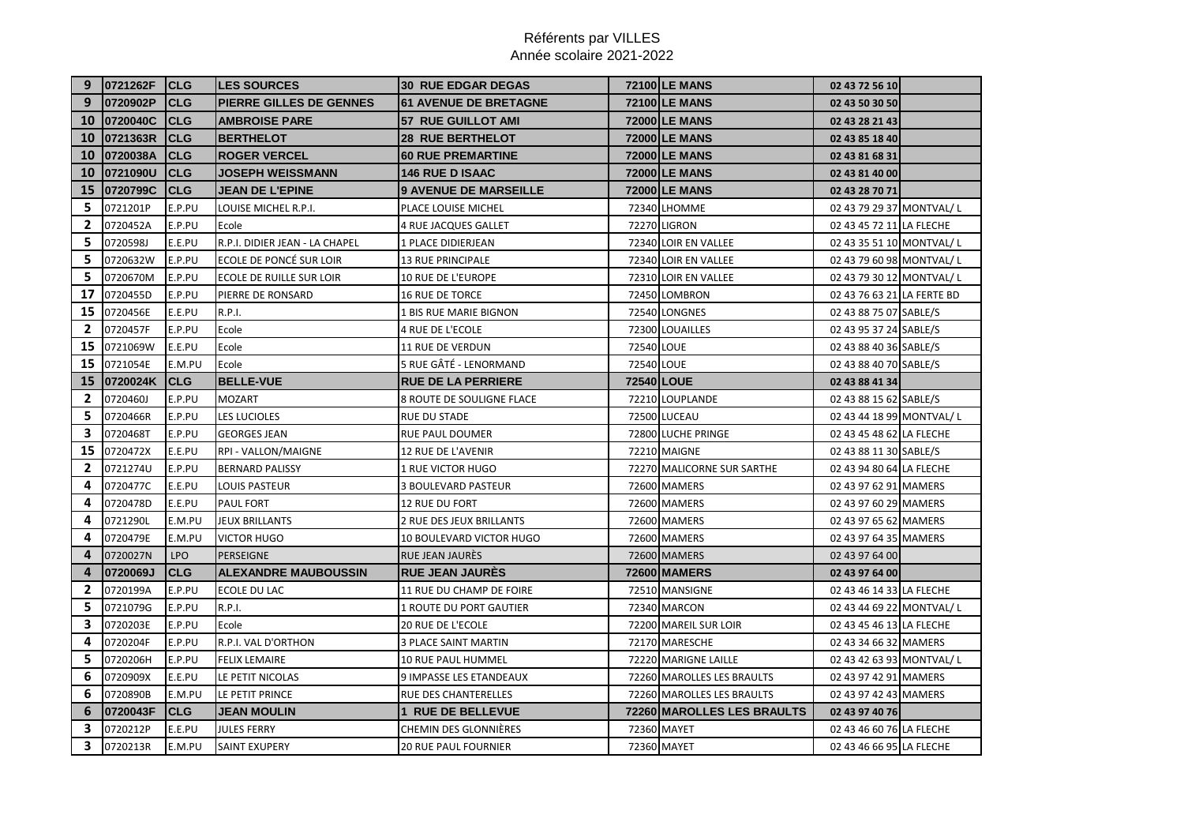Référents par VILLES
Année scolaire 2021-2022

| | | | | | | | | |
|---|---|---|---|---|---|---|---|---|
| **9** | **0721262F** | **CLG** | **LES SOURCES** | **30 RUE EDGAR DEGAS** | **72100** | **LE MANS** | **02 43 72 56 10** | |
| **9** | **0720902P** | **CLG** | **PIERRE GILLES DE GENNES** | **61 AVENUE DE BRETAGNE** | **72100** | **LE MANS** | **02 43 50 30 50** | |
| **10** | **0720040C** | **CLG** | **AMBROISE PARE** | **57 RUE GUILLOT AMI** | **72000** | **LE MANS** | **02 43 28 21 43** | |
| **10** | **0721363R** | **CLG** | **BERTHELOT** | **28 RUE BERTHELOT** | **72000** | **LE MANS** | **02 43 85 18 40** | |
| **10** | **0720038A** | **CLG** | **ROGER VERCEL** | **60 RUE PREMARTINE** | **72000** | **LE MANS** | **02 43 81 68 31** | |
| **10** | **0721090U** | **CLG** | **JOSEPH WEISSMANN** | **146 RUE D ISAAC** | **72000** | **LE MANS** | **02 43 81 40 00** | |
| **15** | **0720799C** | **CLG** | **JEAN DE L'EPINE** | **9 AVENUE DE MARSEILLE** | **72000** | **LE MANS** | **02 43 28 70 71** | |
| **5** | 0721201P | E.P.PU | LOUISE MICHEL R.P.I. | PLACE LOUISE MICHEL | 72340 | LHOMME | 02 43 79 29 37 | MONTVAL/ L |
| **2** | 0720452A | E.P.PU | Ecole | 4 RUE JACQUES GALLET | 72270 | LIGRON | 02 43 45 72 11 | LA FLECHE |
| **5** | 0720598J | E.E.PU | R.P.I. DIDIER JEAN - LA CHAPEL | 1 PLACE DIDIERJEAN | 72340 | LOIR EN VALLEE | 02 43 35 51 10 | MONTVAL/ L |
| **5** | 0720632W | E.P.PU | ECOLE DE PONCÉ SUR LOIR | 13 RUE PRINCIPALE | 72340 | LOIR EN VALLEE | 02 43 79 60 98 | MONTVAL/ L |
| **5** | 0720670M | E.P.PU | ECOLE DE RUILLE SUR LOIR | 10 RUE DE L'EUROPE | 72310 | LOIR EN VALLEE | 02 43 79 30 12 | MONTVAL/ L |
| **17** | 0720455D | E.P.PU | PIERRE DE RONSARD | 16 RUE DE TORCE | 72450 | LOMBRON | 02 43 76 63 21 | LA FERTE BD |
| **15** | 0720456E | E.E.PU | R.P.I. | 1 BIS RUE MARIE BIGNON | 72540 | LONGNES | 02 43 88 75 07 | SABLE/S |
| **2** | 0720457F | E.P.PU | Ecole | 4 RUE DE L'ECOLE | 72300 | LOUAILLES | 02 43 95 37 24 | SABLE/S |
| **15** | 0721069W | E.E.PU | Ecole | 11 RUE DE VERDUN | 72540 | LOUE | 02 43 88 40 36 | SABLE/S |
| **15** | 0721054E | E.M.PU | Ecole | 5 RUE GÂTÉ - LENORMAND | 72540 | LOUE | 02 43 88 40 70 | SABLE/S |
| **15** | **0720024K** | **CLG** | **BELLE-VUE** | **RUE DE LA PERRIERE** | **72540** | **LOUE** | **02 43 88 41 34** | |
| **2** | 0720460J | E.P.PU | MOZART | 8 ROUTE DE SOULIGNE FLACE | 72210 | LOUPLANDE | 02 43 88 15 62 | SABLE/S |
| **5** | 0720466R | E.P.PU | LES LUCIOLES | RUE DU STADE | 72500 | LUCEAU | 02 43 44 18 99 | MONTVAL/ L |
| **3** | 0720468T | E.P.PU | GEORGES JEAN | RUE PAUL DOUMER | 72800 | LUCHE PRINGE | 02 43 45 48 62 | LA FLECHE |
| **15** | 0720472X | E.E.PU | RPI - VALLON/MAIGNE | 12 RUE DE L'AVENIR | 72210 | MAIGNE | 02 43 88 11 30 | SABLE/S |
| **2** | 0721274U | E.P.PU | BERNARD PALISSY | 1 RUE VICTOR HUGO | 72270 | MALICORNE SUR SARTHE | 02 43 94 80 64 | LA FLECHE |
| **4** | 0720477C | E.E.PU | LOUIS PASTEUR | 3 BOULEVARD PASTEUR | 72600 | MAMERS | 02 43 97 62 91 | MAMERS |
| **4** | 0720478D | E.E.PU | PAUL FORT | 12 RUE DU FORT | 72600 | MAMERS | 02 43 97 60 29 | MAMERS |
| **4** | 0721290L | E.M.PU | JEUX BRILLANTS | 2 RUE DES JEUX BRILLANTS | 72600 | MAMERS | 02 43 97 65 62 | MAMERS |
| **4** | 0720479E | E.M.PU | VICTOR HUGO | 10 BOULEVARD VICTOR HUGO | 72600 | MAMERS | 02 43 97 64 35 | MAMERS |
| **4** | 0720027N | LPO | PERSEIGNE | RUE JEAN JAURÈS | 72600 | MAMERS | 02 43 97 64 00 | |
| **4** | **0720069J** | **CLG** | **ALEXANDRE MAUBOUSSIN** | **RUE JEAN JAURÈS** | **72600** | **MAMERS** | **02 43 97 64 00** | |
| **2** | 0720199A | E.P.PU | ECOLE DU LAC | 11 RUE DU CHAMP DE FOIRE | 72510 | MANSIGNE | 02 43 46 14 33 | LA FLECHE |
| **5** | 0721079G | E.P.PU | R.P.I. | 1 ROUTE DU PORT GAUTIER | 72340 | MARCON | 02 43 44 69 22 | MONTVAL/ L |
| **3** | 0720203E | E.P.PU | Ecole | 20 RUE DE L'ECOLE | 72200 | MAREIL SUR LOIR | 02 43 45 46 13 | LA FLECHE |
| **4** | 0720204F | E.P.PU | R.P.I. VAL D'ORTHON | 3 PLACE SAINT MARTIN | 72170 | MARESCHE | 02 43 34 66 32 | MAMERS |
| **5** | 0720206H | E.P.PU | FELIX LEMAIRE | 10 RUE PAUL HUMMEL | 72220 | MARIGNE LAILLE | 02 43 42 63 93 | MONTVAL/ L |
| **6** | 0720909X | E.E.PU | LE PETIT NICOLAS | 9 IMPASSE LES ETANDEAUX | 72260 | MAROLLES LES BRAULTS | 02 43 97 42 91 | MAMERS |
| **6** | 0720890B | E.M.PU | LE PETIT PRINCE | RUE DES CHANTERELLES | 72260 | MAROLLES LES BRAULTS | 02 43 97 42 43 | MAMERS |
| **6** | **0720043F** | **CLG** | **JEAN MOULIN** | **1 RUE DE BELLEVUE** | **72260** | **MAROLLES LES BRAULTS** | **02 43 97 40 76** | |
| **3** | 0720212P | E.E.PU | JULES FERRY | CHEMIN DES GLONNIÈRES | 72360 | MAYET | 02 43 46 60 76 | LA FLECHE |
| **3** | 0720213R | E.M.PU | SAINT EXUPERY | 20 RUE PAUL FOURNIER | 72360 | MAYET | 02 43 46 66 95 | LA FLECHE |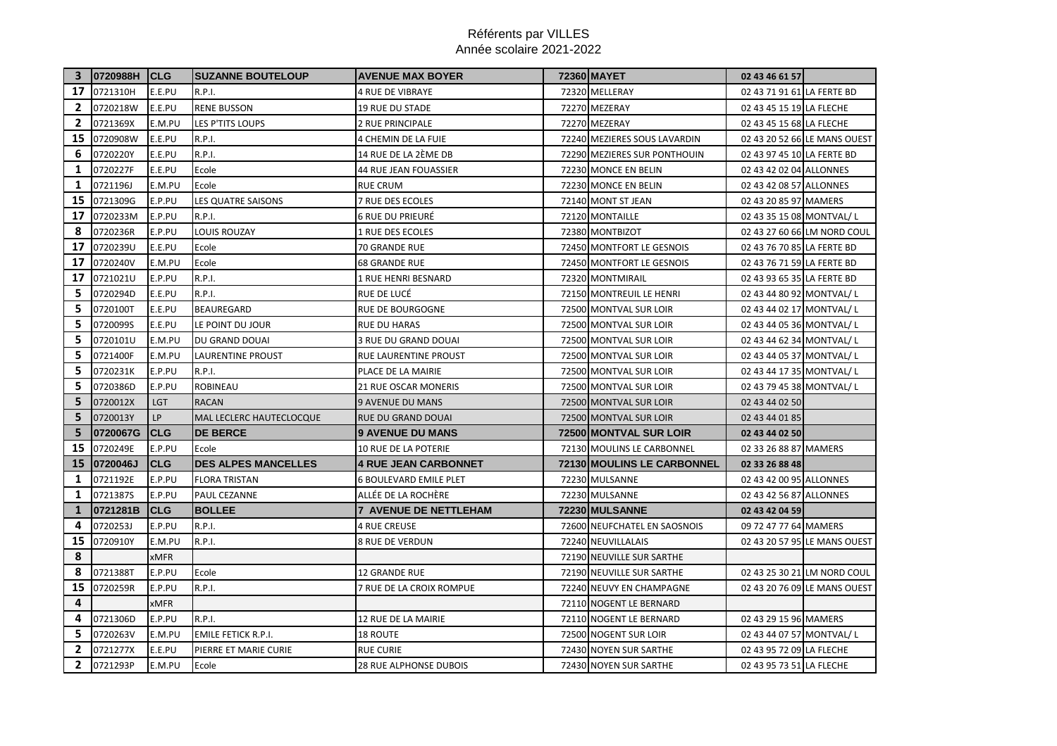Référents par VILLES
Année scolaire 2021-2022

| | | | | | | | | |
|---|---|---|---|---|---|---|---|---|
| **3** | **0720988H** | **CLG** | **SUZANNE BOUTELOUP** | **AVENUE MAX BOYER** | **72360** | **MAYET** | **02 43 46 61 57** | |
| 17 | 0721310H | E.E.PU | R.P.I. | 4 RUE DE VIBRAYE | 72320 | MELLERAY | 02 43 71 91 61 | LA FERTE BD |
| 2 | 0720218W | E.E.PU | RENE BUSSON | 19 RUE DU STADE | 72270 | MEZERAY | 02 43 45 15 19 | LA FLECHE |
| 2 | 0721369X | E.M.PU | LES P'TITS LOUPS | 2 RUE PRINCIPALE | 72270 | MEZERAY | 02 43 45 15 68 | LA FLECHE |
| 15 | 0720908W | E.E.PU | R.P.I. | 4 CHEMIN DE LA FUIE | 72240 | MEZIERES SOUS LAVARDIN | 02 43 20 52 66 | LE MANS OUEST |
| 6 | 0720220Y | E.E.PU | R.P.I. | 14 RUE DE LA 2ÈME DB | 72290 | MEZIERES SUR PONTHOUIN | 02 43 97 45 10 | LA FERTE BD |
| 1 | 0720227F | E.E.PU | Ecole | 44 RUE JEAN FOUASSIER | 72230 | MONCE EN BELIN | 02 43 42 02 04 | ALLONNES |
| 1 | 0721196J | E.M.PU | Ecole | RUE CRUM | 72230 | MONCE EN BELIN | 02 43 42 08 57 | ALLONNES |
| 15 | 0721309G | E.P.PU | LES QUATRE SAISONS | 7 RUE DES ECOLES | 72140 | MONT ST JEAN | 02 43 20 85 97 | MAMERS |
| 17 | 0720233M | E.P.PU | R.P.I. | 6 RUE DU PRIEURÉ | 72120 | MONTAILLE | 02 43 35 15 08 | MONTVAL/ L |
| 8 | 0720236R | E.P.PU | LOUIS ROUZAY | 1 RUE DES ECOLES | 72380 | MONTBIZOT | 02 43 27 60 66 | LM NORD COUL |
| 17 | 0720239U | E.E.PU | Ecole | 70 GRANDE RUE | 72450 | MONTFORT LE GESNOIS | 02 43 76 70 85 | LA FERTE BD |
| 17 | 0720240V | E.M.PU | Ecole | 68 GRANDE RUE | 72450 | MONTFORT LE GESNOIS | 02 43 76 71 59 | LA FERTE BD |
| 17 | 0721021U | E.P.PU | R.P.I. | 1 RUE HENRI BESNARD | 72320 | MONTMIRAIL | 02 43 93 65 35 | LA FERTE BD |
| 5 | 0720294D | E.E.PU | R.P.I. | RUE DE LUCÉ | 72150 | MONTREUIL LE HENRI | 02 43 44 80 92 | MONTVAL/ L |
| 5 | 0720100T | E.E.PU | BEAUREGARD | RUE DE BOURGOGNE | 72500 | MONTVAL SUR LOIR | 02 43 44 02 17 | MONTVAL/ L |
| 5 | 0720099S | E.E.PU | LE POINT DU JOUR | RUE DU HARAS | 72500 | MONTVAL SUR LOIR | 02 43 44 05 36 | MONTVAL/ L |
| 5 | 0720101U | E.M.PU | DU GRAND DOUAI | 3 RUE DU GRAND DOUAI | 72500 | MONTVAL SUR LOIR | 02 43 44 62 34 | MONTVAL/ L |
| 5 | 0721400F | E.M.PU | LAURENTINE PROUST | RUE LAURENTINE PROUST | 72500 | MONTVAL SUR LOIR | 02 43 44 05 37 | MONTVAL/ L |
| 5 | 0720231K | E.P.PU | R.P.I. | PLACE DE LA MAIRIE | 72500 | MONTVAL SUR LOIR | 02 43 44 17 35 | MONTVAL/ L |
| 5 | 0720386D | E.P.PU | ROBINEAU | 21 RUE OSCAR MONERIS | 72500 | MONTVAL SUR LOIR | 02 43 79 45 38 | MONTVAL/ L |
| 5 | 0720012X | LGT | RACAN | 9 AVENUE DU MANS | 72500 | MONTVAL SUR LOIR | 02 43 44 02 50 | |
| 5 | 0720013Y | LP | MAL LECLERC HAUTECLOCQUE | RUE DU GRAND DOUAI | 72500 | MONTVAL SUR LOIR | 02 43 44 01 85 | |
| **5** | **0720067G** | **CLG** | **DE BERCE** | **9 AVENUE DU MANS** | **72500** | **MONTVAL SUR LOIR** | **02 43 44 02 50** | |
| 15 | 0720249E | E.P.PU | Ecole | 10 RUE DE LA POTERIE | 72130 | MOULINS LE CARBONNEL | 02 33 26 88 87 | MAMERS |
| **15** | **0720046J** | **CLG** | **DES ALPES MANCELLES** | **4 RUE JEAN CARBONNET** | **72130** | **MOULINS LE CARBONNEL** | **02 33 26 88 48** | |
| 1 | 0721192E | E.P.PU | FLORA TRISTAN | 6 BOULEVARD EMILE PLET | 72230 | MULSANNE | 02 43 42 00 95 | ALLONNES |
| 1 | 0721387S | E.P.PU | PAUL CEZANNE | ALLÉE DE LA ROCHÈRE | 72230 | MULSANNE | 02 43 42 56 87 | ALLONNES |
| **1** | **0721281B** | **CLG** | **BOLLEE** | **7 AVENUE DE NETTLEHAM** | **72230** | **MULSANNE** | **02 43 42 04 59** | |
| 4 | 0720253J | E.P.PU | R.P.I. | 4 RUE CREUSE | 72600 | NEUFCHATEL EN SAOSNOIS | 09 72 47 77 64 | MAMERS |
| 15 | 0720910Y | E.M.PU | R.P.I. | 8 RUE DE VERDUN | 72240 | NEUVILLALAIS | 02 43 20 57 95 | LE MANS OUEST |
| 8 | | xMFR | | | 72190 | NEUVILLE SUR SARTHE | | |
| 8 | 0721388T | E.P.PU | Ecole | 12 GRANDE RUE | 72190 | NEUVILLE SUR SARTHE | 02 43 25 30 21 | LM NORD COUL |
| 15 | 0720259R | E.P.PU | R.P.I. | 7 RUE DE LA CROIX ROMPUE | 72240 | NEUVY EN CHAMPAGNE | 02 43 20 76 09 | LE MANS OUEST |
| 4 | | xMFR | | | 72110 | NOGENT LE BERNARD | | |
| 4 | 0721306D | E.P.PU | R.P.I. | 12 RUE DE LA MAIRIE | 72110 | NOGENT LE BERNARD | 02 43 29 15 96 | MAMERS |
| 5 | 0720263V | E.M.PU | EMILE FETICK R.P.I. | 18 ROUTE | 72500 | NOGENT SUR LOIR | 02 43 44 07 57 | MONTVAL/ L |
| 2 | 0721277X | E.E.PU | PIERRE ET MARIE CURIE | RUE CURIE | 72430 | NOYEN SUR SARTHE | 02 43 95 72 09 | LA FLECHE |
| 2 | 0721293P | E.M.PU | Ecole | 28 RUE ALPHONSE DUBOIS | 72430 | NOYEN SUR SARTHE | 02 43 95 73 51 | LA FLECHE |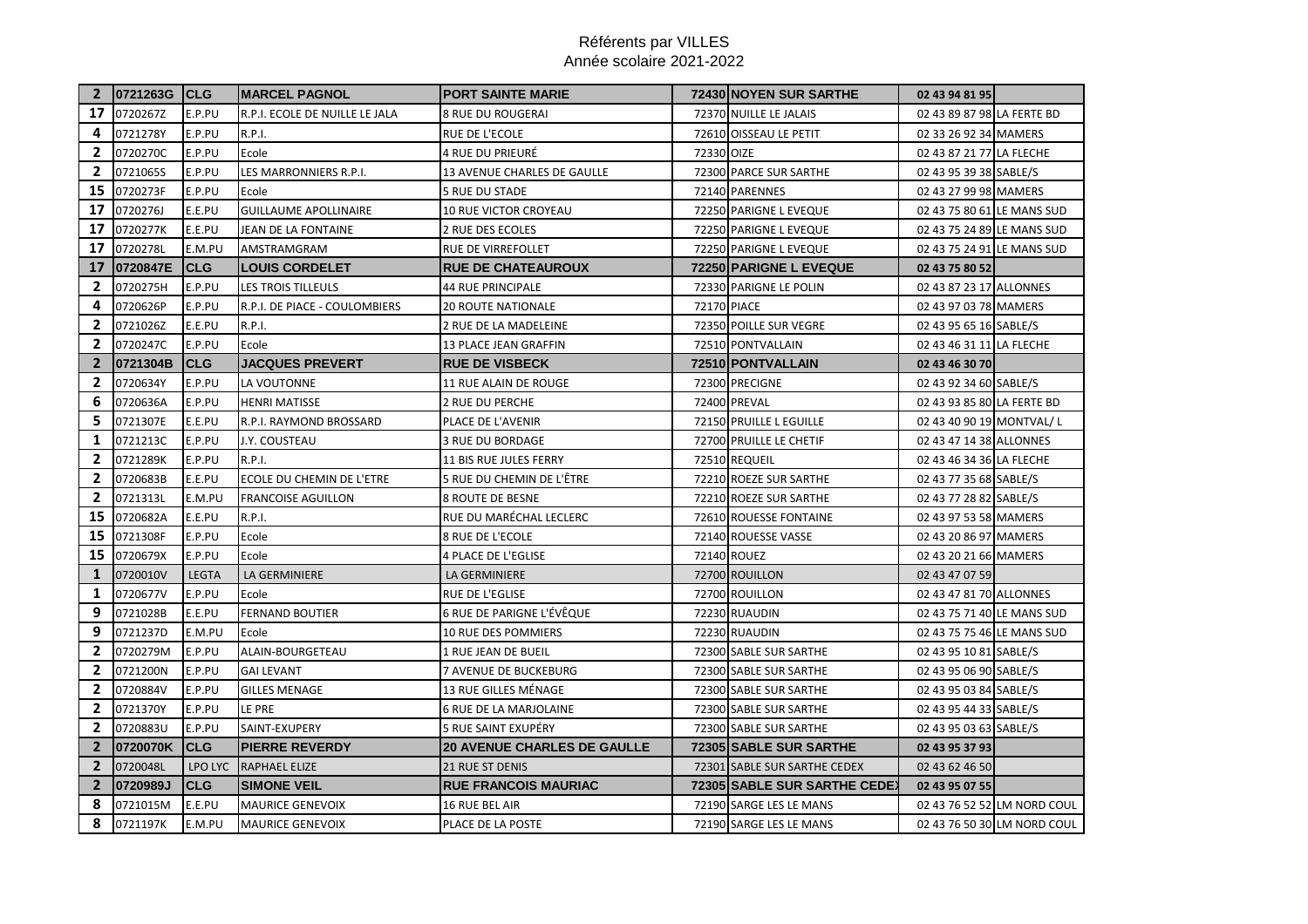Référents par VILLES
Année scolaire 2021-2022

| | | | | | | | | |
|---|---|---|---|---|---|---|---|---|
| 2 | 0721263G | CLG | MARCEL PAGNOL | PORT SAINTE MARIE | 72430 | NOYEN SUR SARTHE | 02 43 94 81 95 | |
| 17 | 0720267Z | E.P.PU | R.P.I. ECOLE DE NUILLE LE JALA | 8 RUE DU ROUGERAI | 72370 | NUILLE LE JALAIS | 02 43 89 87 98 | LA FERTE BD |
| 4 | 0721278Y | E.P.PU | R.P.I. | RUE DE L'ECOLE | 72610 | OISSEAU LE PETIT | 02 33 26 92 34 | MAMERS |
| 2 | 0720270C | E.P.PU | Ecole | 4 RUE DU PRIEURÉ | 72330 | OIZE | 02 43 87 21 77 | LA FLECHE |
| 2 | 0721065S | E.P.PU | LES MARRONNIERS R.P.I. | 13 AVENUE CHARLES DE GAULLE | 72300 | PARCE SUR SARTHE | 02 43 95 39 38 | SABLE/S |
| 15 | 0720273F | E.P.PU | Ecole | 5 RUE DU STADE | 72140 | PARENNES | 02 43 27 99 98 | MAMERS |
| 17 | 0720276J | E.E.PU | GUILLAUME APOLLINAIRE | 10 RUE VICTOR CROYEAU | 72250 | PARIGNE L EVEQUE | 02 43 75 80 61 | LE MANS SUD |
| 17 | 0720277K | E.E.PU | JEAN DE LA FONTAINE | 2 RUE DES ECOLES | 72250 | PARIGNE L EVEQUE | 02 43 75 24 89 | LE MANS SUD |
| 17 | 0720278L | E.M.PU | AMSTRAMGRAM | RUE DE VIRREFOLLET | 72250 | PARIGNE L EVEQUE | 02 43 75 24 91 | LE MANS SUD |
| 17 | 0720847E | CLG | LOUIS CORDELET | RUE DE CHATEAUROUX | 72250 | PARIGNE L EVEQUE | 02 43 75 80 52 | |
| 2 | 0720275H | E.P.PU | LES TROIS TILLEULS | 44 RUE PRINCIPALE | 72330 | PARIGNE LE POLIN | 02 43 87 23 17 | ALLONNES |
| 4 | 0720626P | E.P.PU | R.P.I. DE PIACE - COULOMBIERS | 20 ROUTE NATIONALE | 72170 | PIACE | 02 43 97 03 78 | MAMERS |
| 2 | 0721026Z | E.E.PU | R.P.I. | 2 RUE DE LA MADELEINE | 72350 | POILLE SUR VEGRE | 02 43 95 65 16 | SABLE/S |
| 2 | 0720247C | E.P.PU | Ecole | 13 PLACE JEAN GRAFFIN | 72510 | PONTVALLAIN | 02 43 46 31 11 | LA FLECHE |
| 2 | 0721304B | CLG | JACQUES PREVERT | RUE DE VISBECK | 72510 | PONTVALLAIN | 02 43 46 30 70 | |
| 2 | 0720634Y | E.P.PU | LA VOUTONNE | 11 RUE ALAIN DE ROUGE | 72300 | PRECIGNE | 02 43 92 34 60 | SABLE/S |
| 6 | 0720636A | E.P.PU | HENRI MATISSE | 2 RUE DU PERCHE | 72400 | PREVAL | 02 43 93 85 80 | LA FERTE BD |
| 5 | 0721307E | E.E.PU | R.P.I. RAYMOND BROSSARD | PLACE DE L'AVENIR | 72150 | PRUILLE L EGUILLE | 02 43 40 90 19 | MONTVAL/ L |
| 1 | 0721213C | E.P.PU | J.Y. COUSTEAU | 3 RUE DU BORDAGE | 72700 | PRUILLE LE CHETIF | 02 43 47 14 38 | ALLONNES |
| 2 | 0721289K | E.P.PU | R.P.I. | 11 BIS RUE JULES FERRY | 72510 | REQUEIL | 02 43 46 34 36 | LA FLECHE |
| 2 | 0720683B | E.E.PU | ECOLE DU CHEMIN DE L'ETRE | 5 RUE DU CHEMIN DE L'ÊTRE | 72210 | ROEZE SUR SARTHE | 02 43 77 35 68 | SABLE/S |
| 2 | 0721313L | E.M.PU | FRANCOISE AGUILLON | 8 ROUTE DE BESNE | 72210 | ROEZE SUR SARTHE | 02 43 77 28 82 | SABLE/S |
| 15 | 0720682A | E.E.PU | R.P.I. | RUE DU MARÉCHAL LECLERC | 72610 | ROUESSE FONTAINE | 02 43 97 53 58 | MAMERS |
| 15 | 0721308F | E.P.PU | Ecole | 8 RUE DE L'ECOLE | 72140 | ROUESSE VASSE | 02 43 20 86 97 | MAMERS |
| 15 | 0720679X | E.P.PU | Ecole | 4 PLACE DE L'EGLISE | 72140 | ROUEZ | 02 43 20 21 66 | MAMERS |
| 1 | 0720010V | LEGTA | LA GERMINIERE | LA GERMINIERE | 72700 | ROUILLON | 02 43 47 07 59 | |
| 1 | 0720677V | E.P.PU | Ecole | RUE DE L'EGLISE | 72700 | ROUILLON | 02 43 47 81 70 | ALLONNES |
| 9 | 0721028B | E.E.PU | FERNAND BOUTIER | 6 RUE DE PARIGNE L'ÉVÊQUE | 72230 | RUAUDIN | 02 43 75 71 40 | LE MANS SUD |
| 9 | 0721237D | E.M.PU | Ecole | 10 RUE DES POMMIERS | 72230 | RUAUDIN | 02 43 75 75 46 | LE MANS SUD |
| 2 | 0720279M | E.P.PU | ALAIN-BOURGETEAU | 1 RUE JEAN DE BUEIL | 72300 | SABLE SUR SARTHE | 02 43 95 10 81 | SABLE/S |
| 2 | 0721200N | E.P.PU | GAI LEVANT | 7 AVENUE DE BUCKEBURG | 72300 | SABLE SUR SARTHE | 02 43 95 06 90 | SABLE/S |
| 2 | 0720884V | E.P.PU | GILLES MENAGE | 13 RUE GILLES MÉNAGE | 72300 | SABLE SUR SARTHE | 02 43 95 03 84 | SABLE/S |
| 2 | 0721370Y | E.P.PU | LE PRE | 6 RUE DE LA MARJOLAINE | 72300 | SABLE SUR SARTHE | 02 43 95 44 33 | SABLE/S |
| 2 | 0720883U | E.P.PU | SAINT-EXUPERY | 5 RUE SAINT EXUPÉRY | 72300 | SABLE SUR SARTHE | 02 43 95 03 63 | SABLE/S |
| 2 | 0720070K | CLG | PIERRE REVERDY | 20 AVENUE CHARLES DE GAULLE | 72305 | SABLE SUR SARTHE | 02 43 95 37 93 | |
| 2 | 0720048L | LPO LYC | RAPHAEL ELIZE | 21 RUE ST DENIS | 72301 | SABLE SUR SARTHE CEDEX | 02 43 62 46 50 | |
| 2 | 0720989J | CLG | SIMONE VEIL | RUE FRANCOIS MAURIAC | 72305 | SABLE SUR SARTHE CEDEX | 02 43 95 07 55 | |
| 8 | 0721015M | E.E.PU | MAURICE GENEVOIX | 16 RUE BEL AIR | 72190 | SARGE LES LE MANS | 02 43 76 52 52 | LM NORD COUL |
| 8 | 0721197K | E.M.PU | MAURICE GENEVOIX | PLACE DE LA POSTE | 72190 | SARGE LES LE MANS | 02 43 76 50 30 | LM NORD COUL |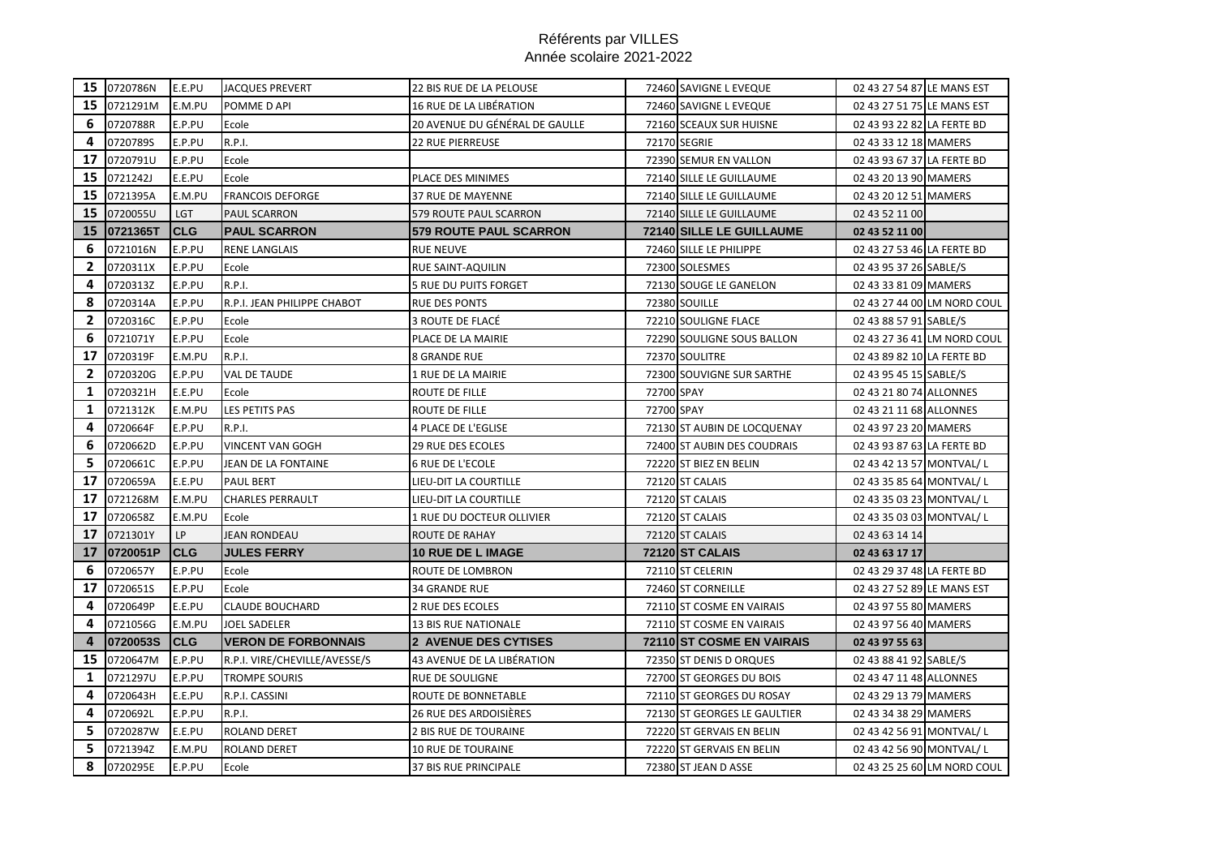# Référents par VILLES
## Année scolaire 2021-2022

| | | | | | | | | |
|---|---|---|---|---|---|---|---|---|
| **15** | 0720786N | E.E.PU | JACQUES PREVERT | 22 BIS RUE DE LA PELOUSE | 72460 | SAVIGNE L EVEQUE | 02 43 27 54 87 | LE MANS EST |
| **15** | 0721291M | E.M.PU | POMME D API | 16 RUE DE LA LIBÉRATION | 72460 | SAVIGNE L EVEQUE | 02 43 27 51 75 | LE MANS EST |
| **6** | 0720788R | E.P.PU | Ecole | 20 AVENUE DU GÉNÉRAL DE GAULLE | 72160 | SCEAUX SUR HUISNE | 02 43 93 22 82 | LA FERTE BD |
| **4** | 0720789S | E.P.PU | R.P.I. | 22 RUE PIERREUSE | 72170 | SEGRIE | 02 43 33 12 18 | MAMERS |
| **17** | 0720791U | E.P.PU | Ecole | | 72390 | SEMUR EN VALLON | 02 43 93 67 37 | LA FERTE BD |
| **15** | 0721242J | E.E.PU | Ecole | PLACE DES MINIMES | 72140 | SILLE LE GUILLAUME | 02 43 20 13 90 | MAMERS |
| **15** | 0721395A | E.M.PU | FRANCOIS DEFORGE | 37 RUE DE MAYENNE | 72140 | SILLE LE GUILLAUME | 02 43 20 12 51 | MAMERS |
| **15** | 0720055U | LGT | PAUL SCARRON | 579 ROUTE PAUL SCARRON | 72140 | SILLE LE GUILLAUME | 02 43 52 11 00 | |
| **15** | **0721365T** | **CLG** | **PAUL SCARRON** | **579 ROUTE PAUL SCARRON** | **72140** | **SILLE LE GUILLAUME** | **02 43 52 11 00** | |
| **6** | 0721016N | E.P.PU | RENE LANGLAIS | RUE NEUVE | 72460 | SILLE LE PHILIPPE | 02 43 27 53 46 | LA FERTE BD |
| **2** | 0720311X | E.P.PU | Ecole | RUE SAINT-AQUILIN | 72300 | SOLESMES | 02 43 95 37 26 | SABLE/S |
| **4** | 0720313Z | E.P.PU | R.P.I. | 5 RUE DU PUITS FORGET | 72130 | SOUGE LE GANELON | 02 43 33 81 09 | MAMERS |
| **8** | 0720314A | E.P.PU | R.P.I. JEAN PHILIPPE CHABOT | RUE DES PONTS | 72380 | SOUILLE | 02 43 27 44 00 | LM NORD COUL |
| **2** | 0720316C | E.P.PU | Ecole | 3 ROUTE DE FLACÉ | 72210 | SOULIGNE FLACE | 02 43 88 57 91 | SABLE/S |
| **6** | 0721071Y | E.P.PU | Ecole | PLACE DE LA MAIRIE | 72290 | SOULIGNE SOUS BALLON | 02 43 27 36 41 | LM NORD COUL |
| **17** | 0720319F | E.M.PU | R.P.I. | 8 GRANDE RUE | 72370 | SOULITRE | 02 43 89 82 10 | LA FERTE BD |
| **2** | 0720320G | E.P.PU | VAL DE TAUDE | 1 RUE DE LA MAIRIE | 72300 | SOUVIGNE SUR SARTHE | 02 43 95 45 15 | SABLE/S |
| **1** | 0720321H | E.E.PU | Ecole | ROUTE DE FILLE | 72700 | SPAY | 02 43 21 80 74 | ALLONNES |
| **1** | 0721312K | E.M.PU | LES PETITS PAS | ROUTE DE FILLE | 72700 | SPAY | 02 43 21 11 68 | ALLONNES |
| **4** | 0720664F | E.P.PU | R.P.I. | 4 PLACE DE L'EGLISE | 72130 | ST AUBIN DE LOCQUENAY | 02 43 97 23 20 | MAMERS |
| **6** | 0720662D | E.P.PU | VINCENT VAN GOGH | 29 RUE DES ECOLES | 72400 | ST AUBIN DES COUDRAIS | 02 43 93 87 63 | LA FERTE BD |
| **5** | 0720661C | E.P.PU | JEAN DE LA FONTAINE | 6 RUE DE L'ECOLE | 72220 | ST BIEZ EN BELIN | 02 43 42 13 57 | MONTVAL/ L |
| **17** | 0720659A | E.E.PU | PAUL BERT | LIEU-DIT LA COURTILLE | 72120 | ST CALAIS | 02 43 35 85 64 | MONTVAL/ L |
| **17** | 0721268M | E.M.PU | CHARLES PERRAULT | LIEU-DIT LA COURTILLE | 72120 | ST CALAIS | 02 43 35 03 23 | MONTVAL/ L |
| **17** | 0720658Z | E.M.PU | Ecole | 1 RUE DU DOCTEUR OLLIVIER | 72120 | ST CALAIS | 02 43 35 03 03 | MONTVAL/ L |
| **17** | 0721301Y | LP | JEAN RONDEAU | ROUTE DE RAHAY | 72120 | ST CALAIS | 02 43 63 14 14 | |
| **17** | **0720051P** | **CLG** | **JULES FERRY** | **10 RUE DE L IMAGE** | **72120** | **ST CALAIS** | **02 43 63 17 17** | |
| **6** | 0720657Y | E.P.PU | Ecole | ROUTE DE LOMBRON | 72110 | ST CELERIN | 02 43 29 37 48 | LA FERTE BD |
| **17** | 0720651S | E.P.PU | Ecole | 34 GRANDE RUE | 72460 | ST CORNEILLE | 02 43 27 52 89 | LE MANS EST |
| **4** | 0720649P | E.E.PU | CLAUDE BOUCHARD | 2 RUE DES ECOLES | 72110 | ST COSME EN VAIRAIS | 02 43 97 55 80 | MAMERS |
| **4** | 0721056G | E.M.PU | JOEL SADELER | 13 BIS RUE NATIONALE | 72110 | ST COSME EN VAIRAIS | 02 43 97 56 40 | MAMERS |
| **4** | **0720053S** | **CLG** | **VERON DE FORBONNAIS** | **2 AVENUE DES CYTISES** | **72110** | **ST COSME EN VAIRAIS** | **02 43 97 55 63** | |
| **15** | 0720647M | E.P.PU | R.P.I. VIRE/CHEVILLE/AVESSE/S | 43 AVENUE DE LA LIBÉRATION | 72350 | ST DENIS D ORQUES | 02 43 88 41 92 | SABLE/S |
| **1** | 0721297U | E.P.PU | TROMPE SOURIS | RUE DE SOULIGNE | 72700 | ST GEORGES DU BOIS | 02 43 47 11 48 | ALLONNES |
| **4** | 0720643H | E.E.PU | R.P.I. CASSINI | ROUTE DE BONNETABLE | 72110 | ST GEORGES DU ROSAY | 02 43 29 13 79 | MAMERS |
| **4** | 0720692L | E.P.PU | R.P.I. | 26 RUE DES ARDOISIÈRES | 72130 | ST GEORGES LE GAULTIER | 02 43 34 38 29 | MAMERS |
| **5** | 0720287W | E.E.PU | ROLAND DERET | 2 BIS RUE DE TOURAINE | 72220 | ST GERVAIS EN BELIN | 02 43 42 56 91 | MONTVAL/ L |
| **5** | 0721394Z | E.M.PU | ROLAND DERET | 10 RUE DE TOURAINE | 72220 | ST GERVAIS EN BELIN | 02 43 42 56 90 | MONTVAL/ L |
| **8** | 0720295E | E.P.PU | Ecole | 37 BIS RUE PRINCIPALE | 72380 | ST JEAN D ASSE | 02 43 25 25 60 | LM NORD COUL |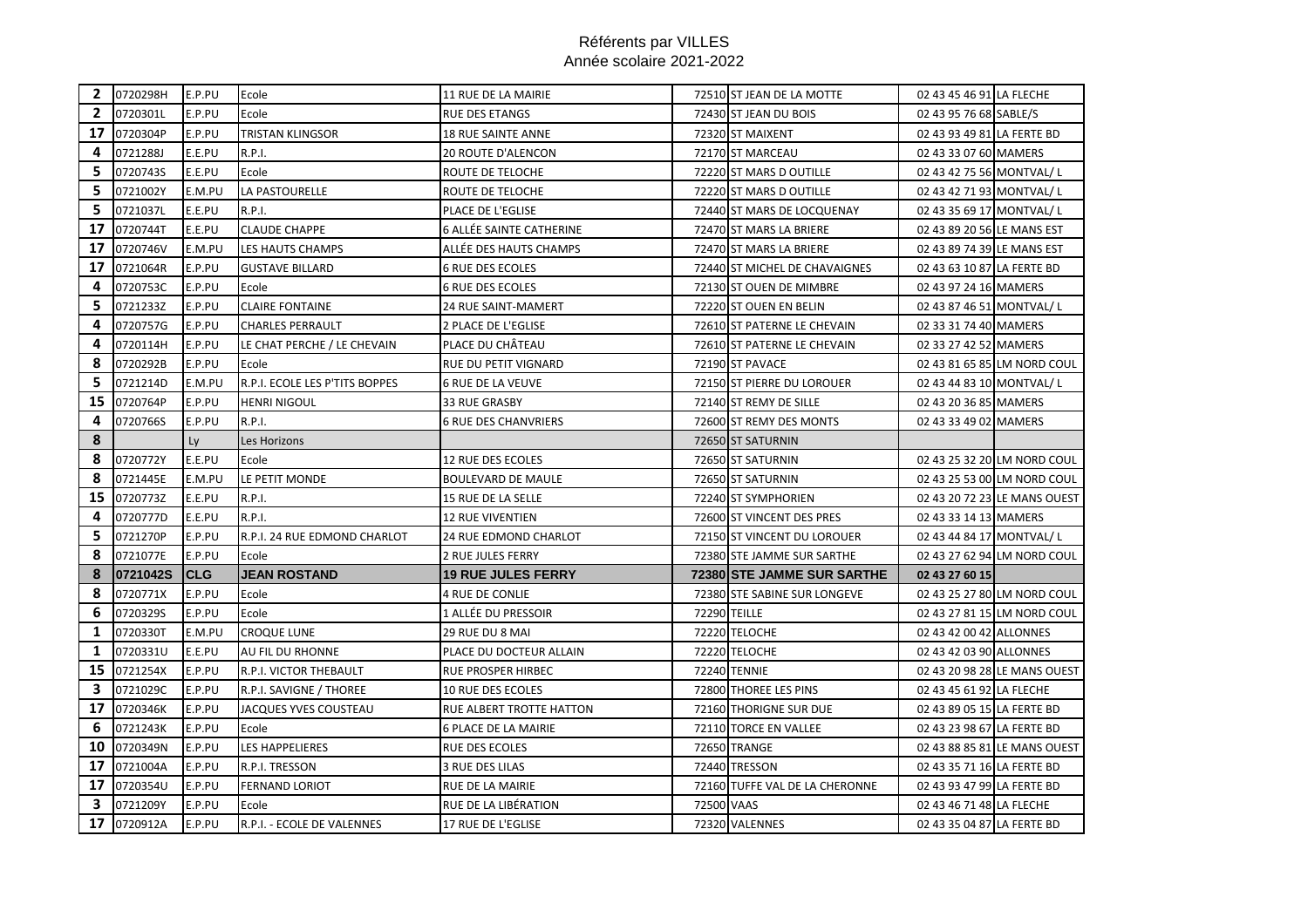Référents par VILLES
Année scolaire 2021-2022

| | | | | | | | | |
|---|---|---|---|---|---|---|---|---|
| 2 | 0720298H | E.P.PU | Ecole | 11 RUE DE LA MAIRIE | 72510 | ST JEAN DE LA MOTTE | 02 43 45 46 91 | LA FLECHE |
| 2 | 0720301L | E.P.PU | Ecole | RUE DES ETANGS | 72430 | ST JEAN DU BOIS | 02 43 95 76 68 | SABLE/S |
| 17 | 0720304P | E.P.PU | TRISTAN KLINGSOR | 18 RUE SAINTE ANNE | 72320 | ST MAIXENT | 02 43 93 49 81 | LA FERTE BD |
| 4 | 0721288J | E.E.PU | R.P.I. | 20 ROUTE D'ALENCON | 72170 | ST MARCEAU | 02 43 33 07 60 | MAMERS |
| 5 | 0720743S | E.E.PU | Ecole | ROUTE DE TELOCHE | 72220 | ST MARS D OUTILLE | 02 43 42 75 56 | MONTVAL/ L |
| 5 | 0721002Y | E.M.PU | LA PASTOURELLE | ROUTE DE TELOCHE | 72220 | ST MARS D OUTILLE | 02 43 42 71 93 | MONTVAL/ L |
| 5 | 0721037L | E.E.PU | R.P.I. | PLACE DE L'EGLISE | 72440 | ST MARS DE LOCQUENAY | 02 43 35 69 17 | MONTVAL/ L |
| 17 | 0720744T | E.E.PU | CLAUDE CHAPPE | 6 ALLÉE SAINTE CATHERINE | 72470 | ST MARS LA BRIERE | 02 43 89 20 56 | LE MANS EST |
| 17 | 0720746V | E.M.PU | LES HAUTS CHAMPS | ALLÉE DES HAUTS CHAMPS | 72470 | ST MARS LA BRIERE | 02 43 89 74 39 | LE MANS EST |
| 17 | 0721064R | E.P.PU | GUSTAVE BILLARD | 6 RUE DES ECOLES | 72440 | ST MICHEL DE CHAVAIGNES | 02 43 63 10 87 | LA FERTE BD |
| 4 | 0720753C | E.P.PU | Ecole | 6 RUE DES ECOLES | 72130 | ST OUEN DE MIMBRE | 02 43 97 24 16 | MAMERS |
| 5 | 0721233Z | E.P.PU | CLAIRE FONTAINE | 24 RUE SAINT-MAMERT | 72220 | ST OUEN EN BELIN | 02 43 87 46 51 | MONTVAL/ L |
| 4 | 0720757G | E.P.PU | CHARLES PERRAULT | 2 PLACE DE L'EGLISE | 72610 | ST PATERNE LE CHEVAIN | 02 33 31 74 40 | MAMERS |
| 4 | 0720114H | E.P.PU | LE CHAT PERCHE / LE CHEVAIN | PLACE DU CHÂTEAU | 72610 | ST PATERNE LE CHEVAIN | 02 33 27 42 52 | MAMERS |
| 8 | 0720292B | E.P.PU | Ecole | RUE DU PETIT VIGNARD | 72190 | ST PAVACE | 02 43 81 65 85 | LM NORD COUL |
| 5 | 0721214D | E.M.PU | R.P.I. ECOLE LES P'TITS BOPPES | 6 RUE DE LA VEUVE | 72150 | ST PIERRE DU LOROUER | 02 43 44 83 10 | MONTVAL/ L |
| 15 | 0720764P | E.P.PU | HENRI NIGOUL | 33 RUE GRASBY | 72140 | ST REMY DE SILLE | 02 43 20 36 85 | MAMERS |
| 4 | 0720766S | E.P.PU | R.P.I. | 6 RUE DES CHANVRIERS | 72600 | ST REMY DES MONTS | 02 43 33 49 02 | MAMERS |
| 8 | | Ly | Les Horizons | | 72650 | ST SATURNIN | | |
| 8 | 0720772Y | E.E.PU | Ecole | 12 RUE DES ECOLES | 72650 | ST SATURNIN | 02 43 25 32 20 | LM NORD COUL |
| 8 | 0721445E | E.M.PU | LE PETIT MONDE | BOULEVARD DE MAULE | 72650 | ST SATURNIN | 02 43 25 53 00 | LM NORD COUL |
| 15 | 0720773Z | E.E.PU | R.P.I. | 15 RUE DE LA SELLE | 72240 | ST SYMPHORIEN | 02 43 20 72 23 | LE MANS OUEST |
| 4 | 0720777D | E.E.PU | R.P.I. | 12 RUE VIVENTIEN | 72600 | ST VINCENT DES PRES | 02 43 33 14 13 | MAMERS |
| 5 | 0721270P | E.P.PU | R.P.I. 24 RUE EDMOND CHARLOT | 24 RUE EDMOND CHARLOT | 72150 | ST VINCENT DU LOROUER | 02 43 44 84 17 | MONTVAL/ L |
| 8 | 0721077E | E.P.PU | Ecole | 2 RUE JULES FERRY | 72380 | STE JAMME SUR SARTHE | 02 43 27 62 94 | LM NORD COUL |
| **8** | **0721042S** | **CLG** | **JEAN ROSTAND** | **19 RUE JULES FERRY** | **72380** | **STE JAMME SUR SARTHE** | **02 43 27 60 15** | |
| 8 | 0720771X | E.P.PU | Ecole | 4 RUE DE CONLIE | 72380 | STE SABINE SUR LONGEVE | 02 43 25 27 80 | LM NORD COUL |
| 6 | 0720329S | E.P.PU | Ecole | 1 ALLÉE DU PRESSOIR | 72290 | TEILLE | 02 43 27 81 15 | LM NORD COUL |
| 1 | 0720330T | E.M.PU | CROQUE LUNE | 29 RUE DU 8 MAI | 72220 | TELOCHE | 02 43 42 00 42 | ALLONNES |
| 1 | 0720331U | E.E.PU | AU FIL DU RHONNE | PLACE DU DOCTEUR ALLAIN | 72220 | TELOCHE | 02 43 42 03 90 | ALLONNES |
| 15 | 0721254X | E.P.PU | R.P.I. VICTOR THEBAULT | RUE PROSPER HIRBEC | 72240 | TENNIE | 02 43 20 98 28 | LE MANS OUEST |
| 3 | 0721029C | E.P.PU | R.P.I. SAVIGNE / THOREE | 10 RUE DES ECOLES | 72800 | THOREE LES PINS | 02 43 45 61 92 | LA FLECHE |
| 17 | 0720346K | E.P.PU | JACQUES YVES COUSTEAU | RUE ALBERT TROTTE HATTON | 72160 | THORIGNE SUR DUE | 02 43 89 05 15 | LA FERTE BD |
| 6 | 0721243K | E.P.PU | Ecole | 6 PLACE DE LA MAIRIE | 72110 | TORCE EN VALLEE | 02 43 23 98 67 | LA FERTE BD |
| 10 | 0720349N | E.P.PU | LES HAPPELIERES | RUE DES ECOLES | 72650 | TRANGE | 02 43 88 85 81 | LE MANS OUEST |
| 17 | 0721004A | E.P.PU | R.P.I. TRESSON | 3 RUE DES LILAS | 72440 | TRESSON | 02 43 35 71 16 | LA FERTE BD |
| 17 | 0720354U | E.P.PU | FERNAND LORIOT | RUE DE LA MAIRIE | 72160 | TUFFE VAL DE LA CHERONNE | 02 43 93 47 99 | LA FERTE BD |
| 3 | 0721209Y | E.P.PU | Ecole | RUE DE LA LIBÉRATION | 72500 | VAAS | 02 43 46 71 48 | LA FLECHE |
| 17 | 0720912A | E.P.PU | R.P.I. - ECOLE DE VALENNES | 17 RUE DE L'EGLISE | 72320 | VALENNES | 02 43 35 04 87 | LA FERTE BD |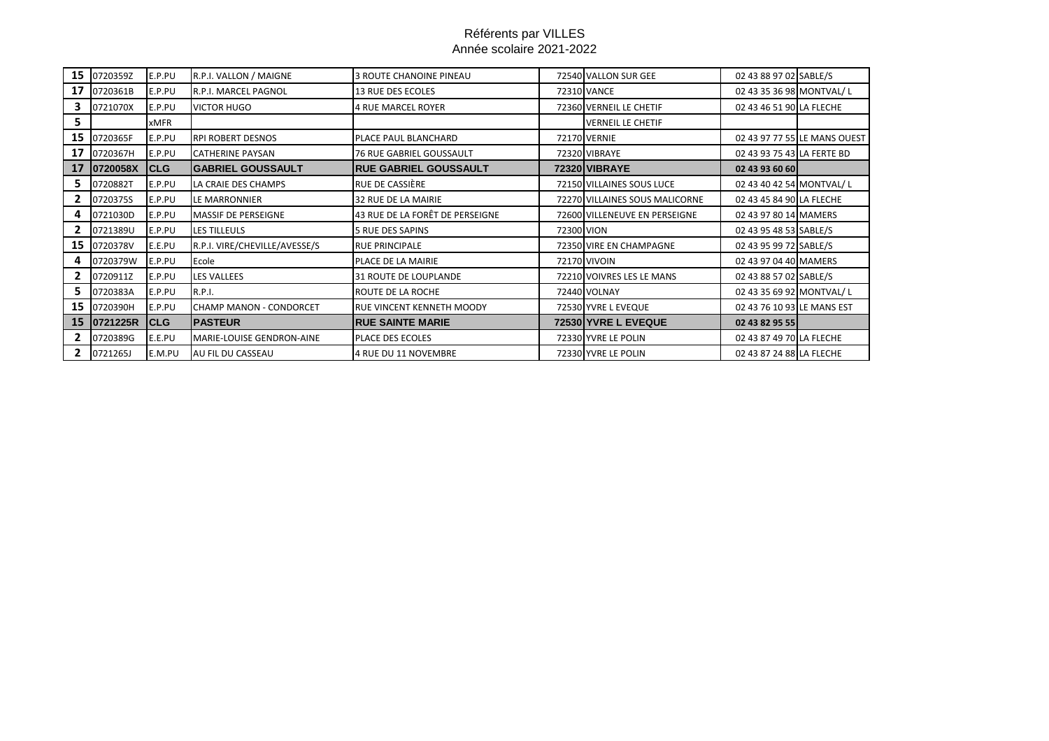# Référents par VILLES
## Année scolaire 2021-2022

| | | | | | | | | |
|---|---|---|---|---|---|---|---|---|
| 15 | 0720359Z | E.P.PU | R.P.I. VALLON / MAIGNE | 3 ROUTE CHANOINE PINEAU | 72540 | VALLON SUR GEE | 02 43 88 97 02 | SABLE/S |
| 17 | 0720361B | E.P.PU | R.P.I. MARCEL PAGNOL | 13 RUE DES ECOLES | 72310 | VANCE | 02 43 35 36 98 | MONTVAL/ L |
| 3 | 0721070X | E.P.PU | VICTOR HUGO | 4 RUE MARCEL ROYER | 72360 | VERNEIL LE CHETIF | 02 43 46 51 90 | LA FLECHE |
| 5 | | xMFR | | | | VERNEIL LE CHETIF | | |
| 15 | 0720365F | E.P.PU | RPI ROBERT DESNOS | PLACE PAUL BLANCHARD | 72170 | VERNIE | 02 43 97 77 55 | LE MANS OUEST |
| 17 | 0720367H | E.P.PU | CATHERINE PAYSAN | 76 RUE GABRIEL GOUSSAULT | 72320 | VIBRAYE | 02 43 93 75 43 | LA FERTE BD |
| **17** | **0720058X** | **CLG** | **GABRIEL GOUSSAULT** | **RUE GABRIEL GOUSSAULT** | **72320** | **VIBRAYE** | **02 43 93 60 60** | |
| 5 | 0720882T | E.P.PU | LA CRAIE DES CHAMPS | RUE DE CASSIÈRE | 72150 | VILLAINES SOUS LUCE | 02 43 40 42 54 | MONTVAL/ L |
| 2 | 0720375S | E.P.PU | LE MARRONNIER | 32 RUE DE LA MAIRIE | 72270 | VILLAINES SOUS MALICORNE | 02 43 45 84 90 | LA FLECHE |
| 4 | 0721030D | E.P.PU | MASSIF DE PERSEIGNE | 43 RUE DE LA FORÊT DE PERSEIGNE | 72600 | VILLENEUVE EN PERSEIGNE | 02 43 97 80 14 | MAMERS |
| 2 | 0721389U | E.P.PU | LES TILLEULS | 5 RUE DES SAPINS | 72300 | VION | 02 43 95 48 53 | SABLE/S |
| 15 | 0720378V | E.E.PU | R.P.I. VIRE/CHEVILLE/AVESSE/S | RUE PRINCIPALE | 72350 | VIRE EN CHAMPAGNE | 02 43 95 99 72 | SABLE/S |
| 4 | 0720379W | E.P.PU | Ecole | PLACE DE LA MAIRIE | 72170 | VIVOIN | 02 43 97 04 40 | MAMERS |
| 2 | 0720911Z | E.P.PU | LES VALLEES | 31 ROUTE DE LOUPLANDE | 72210 | VOIVRES LES LE MANS | 02 43 88 57 02 | SABLE/S |
| 5 | 0720383A | E.P.PU | R.P.I. | ROUTE DE LA ROCHE | 72440 | VOLNAY | 02 43 35 69 92 | MONTVAL/ L |
| 15 | 0720390H | E.P.PU | CHAMP MANON - CONDORCET | RUE VINCENT KENNETH MOODY | 72530 | YVRE L EVEQUE | 02 43 76 10 93 | LE MANS EST |
| **15** | **0721225R** | **CLG** | **PASTEUR** | **RUE SAINTE MARIE** | **72530** | **YVRE L EVEQUE** | **02 43 82 95 55** | |
| 2 | 0720389G | E.E.PU | MARIE-LOUISE GENDRON-AINE | PLACE DES ECOLES | 72330 | YVRE LE POLIN | 02 43 87 49 70 | LA FLECHE |
| 2 | 0721265J | E.M.PU | AU FIL DU CASSEAU | 4 RUE DU 11 NOVEMBRE | 72330 | YVRE LE POLIN | 02 43 87 24 88 | LA FLECHE |